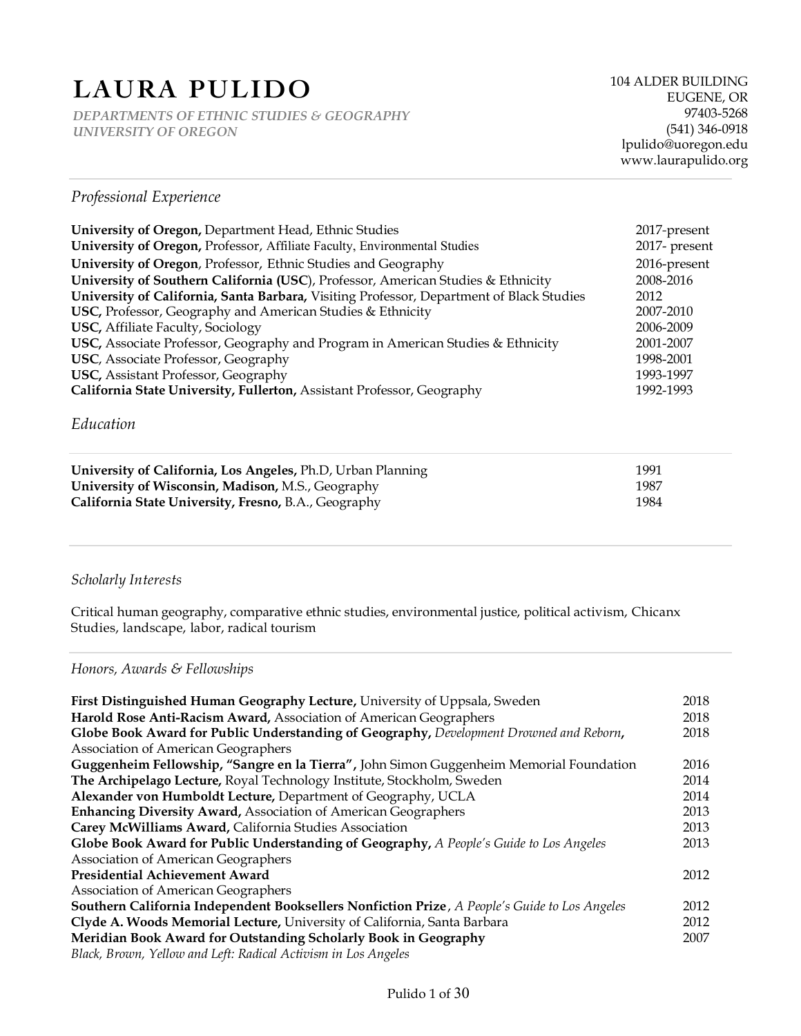# LAURA PULIDO

*DEPARTMENTS OF ETHNIC STUDIES & GEOGRAPHY*
*UNIVERSITY OF OREGON*

104 ALDER BUILDING
EUGENE, OR
97403-5268
(541) 346-0918
lpulido@uoregon.edu
www.laurapulido.org

## *Professional Experience*

| | |
|---|---|
| **University of Oregon,** Department Head, Ethnic Studies | 2017-present |
| **University of Oregon,** Professor, Affiliate Faculty, Environmental Studies | 2017- present |
| **University of Oregon**, Professor, Ethnic Studies and Geography | 2016-present |
| **University of Southern California (USC**), Professor, American Studies & Ethnicity | 2008-2016 |
| **University of California, Santa Barbara,** Visiting Professor, Department of Black Studies | 2012 |
| **USC,** Professor, Geography and American Studies & Ethnicity | 2007-2010 |
| **USC,** Affiliate Faculty, Sociology | 2006-2009 |
| **USC,** Associate Professor, Geography and Program in American Studies & Ethnicity | 2001-2007 |
| **USC**, Associate Professor, Geography | 1998-2001 |
| **USC,** Assistant Professor, Geography | 1993-1997 |
| **California State University, Fullerton,** Assistant Professor, Geography | 1992-1993 |

## *Education*

| | |
|---|---|
| **University of California, Los Angeles,** Ph.D, Urban Planning | 1991 |
| **University of Wisconsin, Madison,** M.S., Geography | 1987 |
| **California State University, Fresno,** B.A., Geography | 1984 |

## *Scholarly Interests*

Critical human geography, comparative ethnic studies, environmental justice, political activism, Chicanx Studies, landscape, labor, radical tourism

## *Honors, Awards & Fellowships*

| | |
|---|---|
| **First Distinguished Human Geography Lecture,** University of Uppsala, Sweden | 2018 |
| **Harold Rose Anti-Racism Award,** Association of American Geographers | 2018 |
| **Globe Book Award for Public Understanding of Geography,** *Development Drowned and Reborn*, Association of American Geographers | 2018 |
| **Guggenheim Fellowship, "Sangre en la Tierra",** John Simon Guggenheim Memorial Foundation | 2016 |
| **The Archipelago Lecture,** Royal Technology Institute, Stockholm, Sweden | 2014 |
| **Alexander von Humboldt Lecture,** Department of Geography, UCLA | 2014 |
| **Enhancing Diversity Award,** Association of American Geographers | 2013 |
| **Carey McWilliams Award,** California Studies Association | 2013 |
| **Globe Book Award for Public Understanding of Geography,** *A People's Guide to Los Angeles* Association of American Geographers | 2013 |
| **Presidential Achievement Award** Association of American Geographers | 2012 |
| **Southern California Independent Booksellers Nonfiction Prize**, *A People's Guide to Los Angeles* | 2012 |
| **Clyde A. Woods Memorial Lecture,** University of California, Santa Barbara | 2012 |
| **Meridian Book Award for Outstanding Scholarly Book in Geography** *Black, Brown, Yellow and Left: Radical Activism in Los Angeles* | 2007 |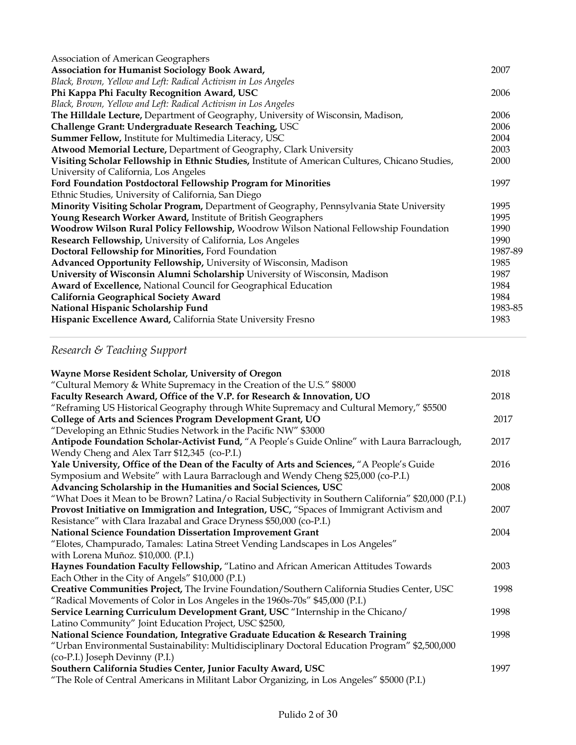Association of American Geographers

**Association for Humanist Sociology Book Award,** 2007
*Black, Brown, Yellow and Left: Radical Activism in Los Angeles*

**Phi Kappa Phi Faculty Recognition Award, USC** 2006
*Black, Brown, Yellow and Left: Radical Activism in Los Angeles*

**The Hilldale Lecture,** Department of Geography, University of Wisconsin, Madison, 2006

**Challenge Grant: Undergraduate Research Teaching,** USC 2006

**Summer Fellow,** Institute for Multimedia Literacy, USC 2004

**Atwood Memorial Lecture,** Department of Geography, Clark University 2003

**Visiting Scholar Fellowship in Ethnic Studies,** Institute of American Cultures, Chicano Studies, University of California, Los Angeles 2000

**Ford Foundation Postdoctoral Fellowship Program for Minorities** 1997
Ethnic Studies, University of California, San Diego

**Minority Visiting Scholar Program,** Department of Geography, Pennsylvania State University 1995

**Young Research Worker Award,** Institute of British Geographers 1995

**Woodrow Wilson Rural Policy Fellowship,** Woodrow Wilson National Fellowship Foundation 1990

**Research Fellowship,** University of California, Los Angeles 1990

**Doctoral Fellowship for Minorities,** Ford Foundation 1987-89

**Advanced Opportunity Fellowship,** University of Wisconsin, Madison 1985

**University of Wisconsin Alumni Scholarship** University of Wisconsin, Madison 1987

**Award of Excellence,** National Council for Geographical Education 1984

**California Geographical Society Award** 1984

**National Hispanic Scholarship Fund** 1983-85

**Hispanic Excellence Award,** California State University Fresno 1983

## *Research & Teaching Support*

**Wayne Morse Resident Scholar, University of Oregon** 2018
"Cultural Memory & White Supremacy in the Creation of the U.S." $8000

**Faculty Research Award, Office of the V.P. for Research & Innovation, UO** 2018
"Reframing US Historical Geography through White Supremacy and Cultural Memory," $5500

**College of Arts and Sciences Program Development Grant, UO** 2017
"Developing an Ethnic Studies Network in the Pacific NW" $3000

**Antipode Foundation Scholar-Activist Fund,** "A People's Guide Online" with Laura Barraclough, Wendy Cheng and Alex Tarr $12,345 (co-P.I.) 2017

**Yale University, Office of the Dean of the Faculty of Arts and Sciences,** "A People's Guide Symposium and Website" with Laura Barraclough and Wendy Cheng $25,000 (co-P.I.) 2016

**Advancing Scholarship in the Humanities and Social Sciences, USC** 2008
"What Does it Mean to be Brown? Latina/o Racial Subjectivity in Southern California" $20,000 (P.I.)

**Provost Initiative on Immigration and Integration, USC,** "Spaces of Immigrant Activism and Resistance" with Clara Irazabal and Grace Dryness $50,000 (co-P.I.) 2007

**National Science Foundation Dissertation Improvement Grant** 2004
"Elotes, Champurado, Tamales: Latina Street Vending Landscapes in Los Angeles" with Lorena Muñoz. $10,000. (P.I.)

**Haynes Foundation Faculty Fellowship,** "Latino and African American Attitudes Towards Each Other in the City of Angels" $10,000 (P.I.) 2003

**Creative Communities Project,** The Irvine Foundation/Southern California Studies Center, USC 1998
"Radical Movements of Color in Los Angeles in the 1960s-70s" $45,000 (P.I.)

**Service Learning Curriculum Development Grant, USC** "Internship in the Chicano/Latino Community" Joint Education Project, USC $2500, 1998

**National Science Foundation, Integrative Graduate Education & Research Training** 1998
"Urban Environmental Sustainability: Multidisciplinary Doctoral Education Program" $2,500,000 (co-P.I.) Joseph Devinny (P.I.)

**Southern California Studies Center, Junior Faculty Award, USC** 1997
"The Role of Central Americans in Militant Labor Organizing, in Los Angeles" $5000 (P.I.)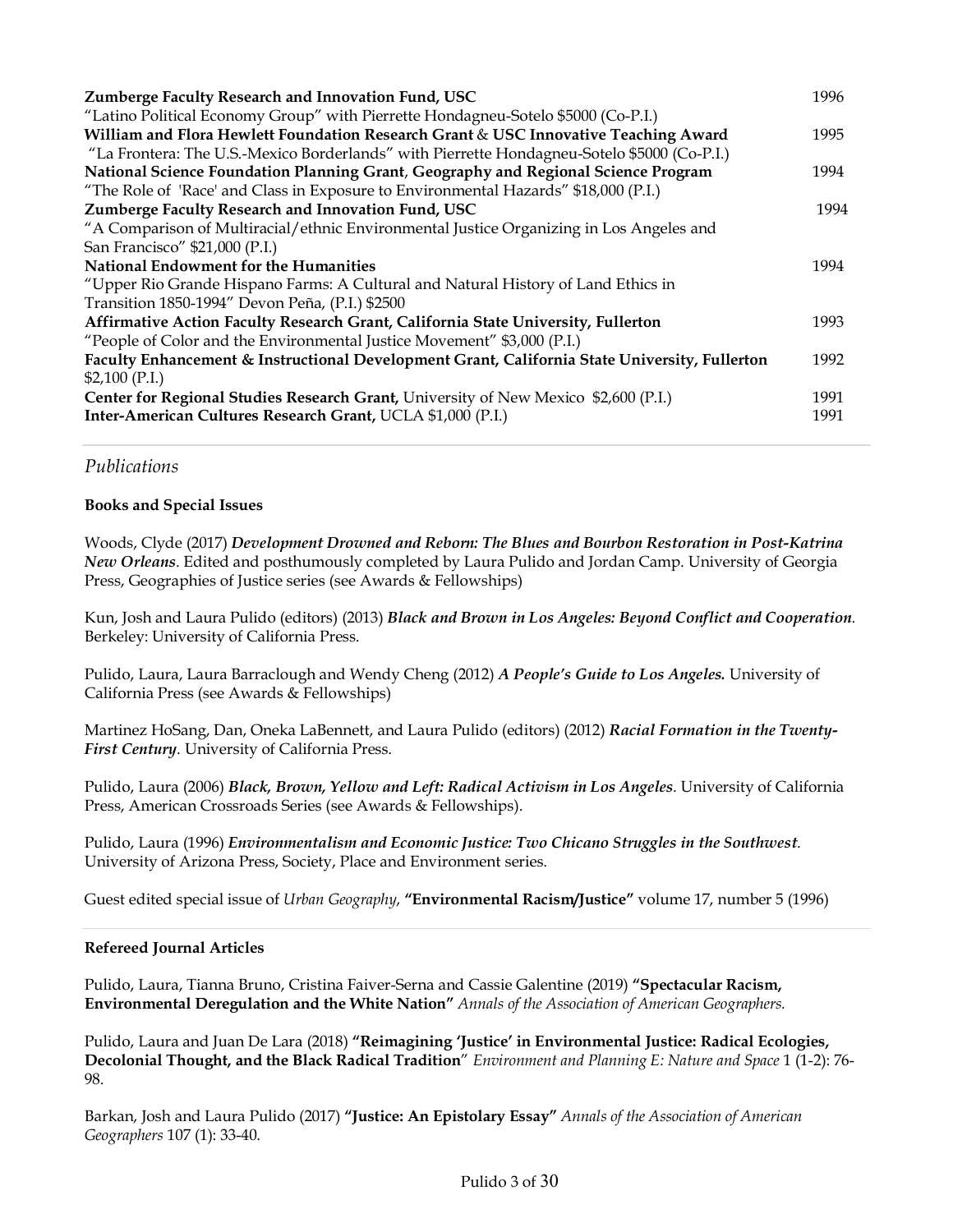**Zumberge Faculty Research and Innovation Fund, USC** 1996
"Latino Political Economy Group" with Pierrette Hondagneu-Sotelo $5000 (Co-P.I.)

**William and Flora Hewlett Foundation Research Grant** & **USC Innovative Teaching Award** 1995
"La Frontera: The U.S.-Mexico Borderlands" with Pierrette Hondagneu-Sotelo $5000 (Co-P.I.)

**National Science Foundation Planning Grant**, **Geography and Regional Science Program** 1994
"The Role of 'Race' and Class in Exposure to Environmental Hazards" $18,000 (P.I.)

**Zumberge Faculty Research and Innovation Fund, USC** 1994
"A Comparison of Multiracial/ethnic Environmental Justice Organizing in Los Angeles and San Francisco" $21,000 (P.I.)

**National Endowment for the Humanities** 1994
"Upper Rio Grande Hispano Farms: A Cultural and Natural History of Land Ethics in Transition 1850-1994" Devon Peña, (P.I.) $2500

**Affirmative Action Faculty Research Grant, California State University, Fullerton** 1993
"People of Color and the Environmental Justice Movement" $3,000 (P.I.)

**Faculty Enhancement & Instructional Development Grant, California State University, Fullerton** 1992
$2,100 (P.I.)

**Center for Regional Studies Research Grant,** University of New Mexico $2,600 (P.I.) 1991

**Inter-American Cultures Research Grant,** UCLA $1,000 (P.I.) 1991

## *Publications*

### Books and Special Issues

Woods, Clyde (2017) ***Development Drowned and Reborn: The Blues and Bourbon Restoration in Post-Katrina New Orleans***. Edited and posthumously completed by Laura Pulido and Jordan Camp. University of Georgia Press, Geographies of Justice series (see Awards & Fellowships)

Kun, Josh and Laura Pulido (editors) (2013) ***Black and Brown in Los Angeles: Beyond Conflict and Cooperation***. Berkeley: University of California Press.

Pulido, Laura, Laura Barraclough and Wendy Cheng (2012) ***A People's Guide to Los Angeles.*** University of California Press (see Awards & Fellowships)

Martinez HoSang, Dan, Oneka LaBennett, and Laura Pulido (editors) (2012) ***Racial Formation in the Twenty-First Century***. University of California Press.

Pulido, Laura (2006) ***Black, Brown, Yellow and Left: Radical Activism in Los Angeles***. University of California Press, American Crossroads Series (see Awards & Fellowships).

Pulido, Laura (1996) ***Environmentalism and Economic Justice: Two Chicano Struggles in the Southwest***. University of Arizona Press, Society, Place and Environment series.

Guest edited special issue of *Urban Geography*, **"Environmental Racism/Justice"** volume 17, number 5 (1996)

### Refereed Journal Articles

Pulido, Laura, Tianna Bruno, Cristina Faiver-Serna and Cassie Galentine (2019) **"Spectacular Racism, Environmental Deregulation and the White Nation"** *Annals of the Association of American Geographers.*

Pulido, Laura and Juan De Lara (2018) **"Reimagining 'Justice' in Environmental Justice: Radical Ecologies, Decolonial Thought, and the Black Radical Tradition**" *Environment and Planning E: Nature and Space* 1 (1-2): 76-98.

Barkan, Josh and Laura Pulido (2017) **"Justice: An Epistolary Essay"** *Annals of the Association of American Geographers* 107 (1): 33-40.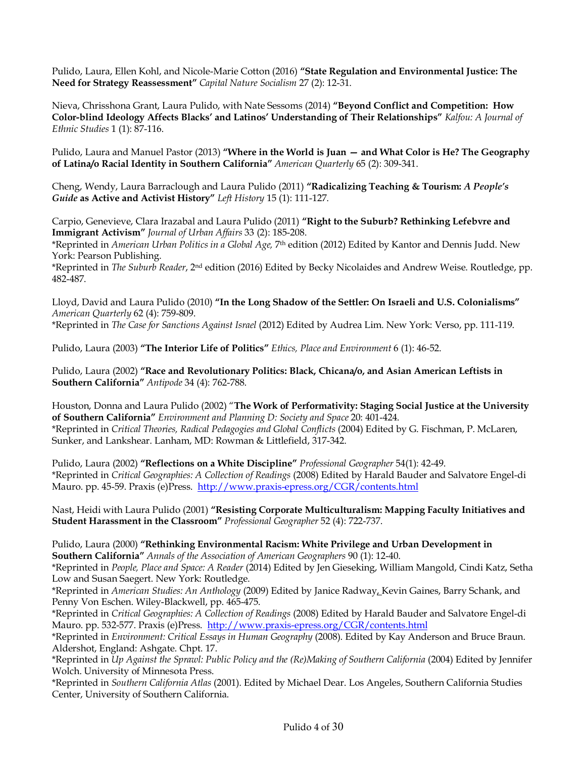Pulido, Laura, Ellen Kohl, and Nicole-Marie Cotton (2016) **"State Regulation and Environmental Justice: The Need for Strategy Reassessment"** *Capital Nature Socialism* 27 (2): 12-31.

Nieva, Chrisshona Grant, Laura Pulido, with Nate Sessoms (2014) **"Beyond Conflict and Competition: How Color-blind Ideology Affects Blacks' and Latinos' Understanding of Their Relationships"** *Kalfou: A Journal of Ethnic Studies* 1 (1): 87-116.

Pulido, Laura and Manuel Pastor (2013) **"Where in the World is Juan — and What Color is He? The Geography of Latina/o Racial Identity in Southern California"** *American Quarterly* 65 (2): 309-341.

Cheng, Wendy, Laura Barraclough and Laura Pulido (2011) **"Radicalizing Teaching & Tourism: *A People's Guide* as Active and Activist History"** *Left History* 15 (1): 111-127.

Carpio, Genevieve, Clara Irazabal and Laura Pulido (2011) **"Right to the Suburb? Rethinking Lefebvre and Immigrant Activism"** *Journal of Urban Affairs* 33 (2): 185-208.
*Reprinted in *American Urban Politics in a Global Age,* 7th edition (2012) Edited by Kantor and Dennis Judd. New York: Pearson Publishing.
*Reprinted in *The Suburb Reader*, 2nd edition (2016) Edited by Becky Nicolaides and Andrew Weise. Routledge, pp. 482-487.

Lloyd, David and Laura Pulido (2010) **"In the Long Shadow of the Settler: On Israeli and U.S. Colonialisms"** *American Quarterly* 62 (4): 759-809.
*Reprinted in *The Case for Sanctions Against Israel* (2012) Edited by Audrea Lim. New York: Verso, pp. 111-119.

Pulido, Laura (2003) **"The Interior Life of Politics"** *Ethics, Place and Environment* 6 (1): 46-52.

Pulido, Laura (2002) **"Race and Revolutionary Politics: Black, Chicana/o, and Asian American Leftists in Southern California"** *Antipode* 34 (4): 762-788.

Houston, Donna and Laura Pulido (2002) "**The Work of Performativity: Staging Social Justice at the University of Southern California"** *Environment and Planning D: Society and Space* 20: 401-424.
*Reprinted in *Critical Theories, Radical Pedagogies and Global Conflicts* (2004) Edited by G. Fischman, P. McLaren, Sunker, and Lankshear. Lanham, MD: Rowman & Littlefield, 317-342.

Pulido, Laura (2002) **"Reflections on a White Discipline"** *Professional Geographer* 54(1): 42-49.
*Reprinted in *Critical Geographies: A Collection of Readings* (2008) Edited by Harald Bauder and Salvatore Engel-di Mauro. pp. 45-59. Praxis (e)Press. http://www.praxis-epress.org/CGR/contents.html

Nast, Heidi with Laura Pulido (2001) **"Resisting Corporate Multiculturalism: Mapping Faculty Initiatives and Student Harassment in the Classroom"** *Professional Geographer* 52 (4): 722-737.

Pulido, Laura (2000) **"Rethinking Environmental Racism: White Privilege and Urban Development in Southern California"** *Annals of the Association of American Geographers* 90 (1): 12-40.
*Reprinted in *People, Place and Space: A Reader* (2014) Edited by Jen Gieseking, William Mangold, Cindi Katz, Setha Low and Susan Saegert. New York: Routledge.
*Reprinted in *American Studies: An Anthology* (2009) Edited by Janice Radway, Kevin Gaines, Barry Schank, and Penny Von Eschen. Wiley-Blackwell, pp. 465-475.
*Reprinted in *Critical Geographies: A Collection of Readings* (2008) Edited by Harald Bauder and Salvatore Engel-di Mauro. pp. 532-577. Praxis (e)Press. http://www.praxis-epress.org/CGR/contents.html
*Reprinted in *Environment: Critical Essays in Human Geography* (2008). Edited by Kay Anderson and Bruce Braun. Aldershot, England: Ashgate. Chpt. 17.
*Reprinted in *Up Against the Sprawl: Public Policy and the (Re)Making of Southern California* (2004) Edited by Jennifer Wolch. University of Minnesota Press.
*Reprinted in *Southern California Atlas* (2001). Edited by Michael Dear. Los Angeles, Southern California Studies Center, University of Southern California.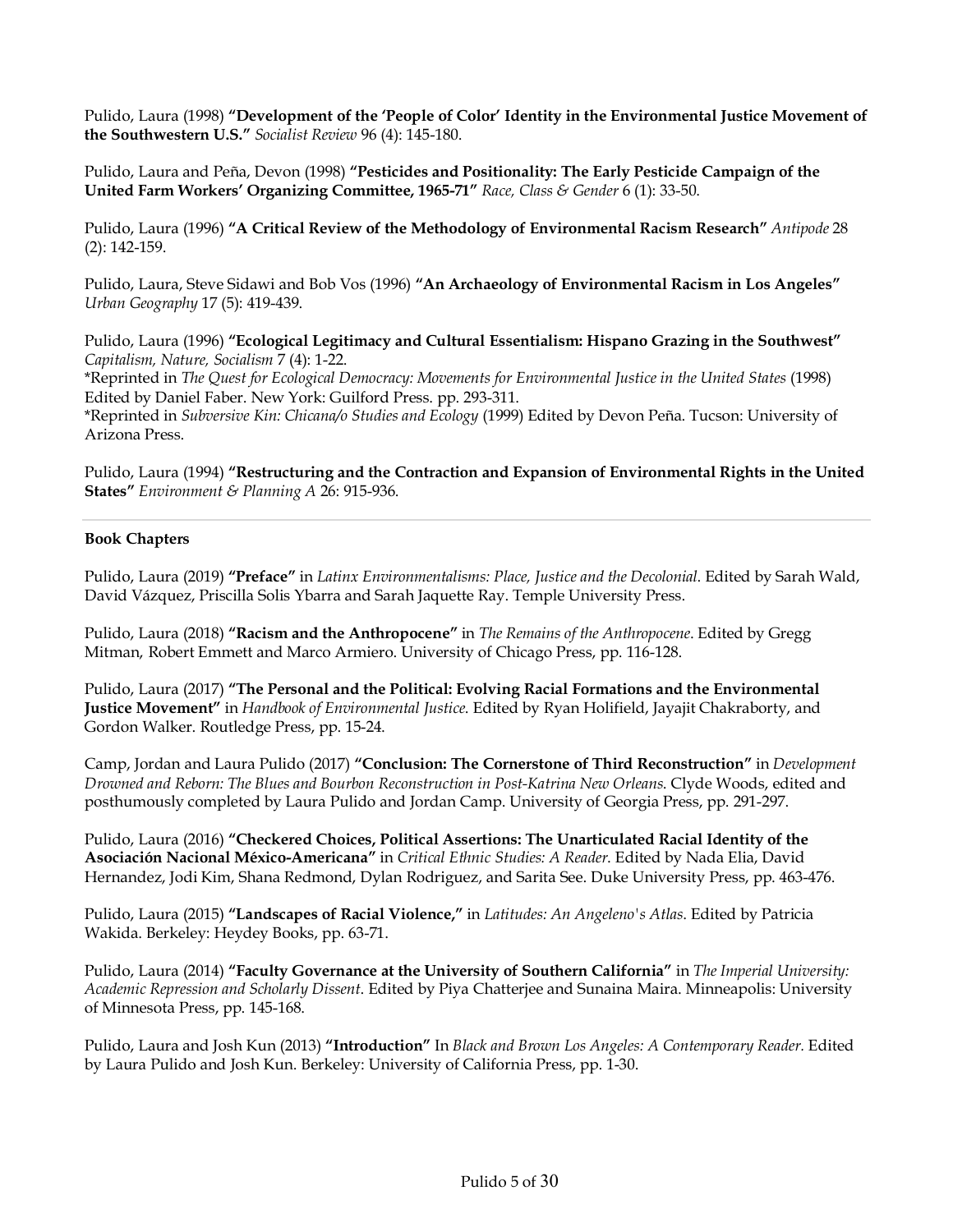Pulido, Laura (1998) **"Development of the 'People of Color' Identity in the Environmental Justice Movement of the Southwestern U.S."** *Socialist Review* 96 (4): 145-180.

Pulido, Laura and Peña, Devon (1998) **"Pesticides and Positionality: The Early Pesticide Campaign of the United Farm Workers' Organizing Committee, 1965-71"** *Race, Class & Gender* 6 (1): 33-50.

Pulido, Laura (1996) **"A Critical Review of the Methodology of Environmental Racism Research"** *Antipode* 28 (2): 142-159.

Pulido, Laura, Steve Sidawi and Bob Vos (1996) **"An Archaeology of Environmental Racism in Los Angeles"** *Urban Geography* 17 (5): 419-439.

Pulido, Laura (1996) **"Ecological Legitimacy and Cultural Essentialism: Hispano Grazing in the Southwest"** *Capitalism, Nature, Socialism* 7 (4): 1-22.
*Reprinted in *The Quest for Ecological Democracy: Movements for Environmental Justice in the United States* (1998) Edited by Daniel Faber. New York: Guilford Press. pp. 293-311.
*Reprinted in *Subversive Kin: Chicana/o Studies and Ecology* (1999) Edited by Devon Peña. Tucson: University of Arizona Press.

Pulido, Laura (1994) **"Restructuring and the Contraction and Expansion of Environmental Rights in the United States"** *Environment & Planning A* 26: 915-936.

---

**Book Chapters**

Pulido, Laura (2019) **"Preface"** in *Latinx Environmentalisms: Place, Justice and the Decolonial*. Edited by Sarah Wald, David Vázquez, Priscilla Solis Ybarra and Sarah Jaquette Ray. Temple University Press.

Pulido, Laura (2018) **"Racism and the Anthropocene"** in *The Remains of the Anthropocene*. Edited by Gregg Mitman, Robert Emmett and Marco Armiero. University of Chicago Press, pp. 116-128.

Pulido, Laura (2017) **"The Personal and the Political: Evolving Racial Formations and the Environmental Justice Movement"** in *Handbook of Environmental Justice*. Edited by Ryan Holifield, Jayajit Chakraborty, and Gordon Walker. Routledge Press, pp. 15-24.

Camp, Jordan and Laura Pulido (2017) **"Conclusion: The Cornerstone of Third Reconstruction"** in *Development Drowned and Reborn: The Blues and Bourbon Reconstruction in Post-Katrina New Orleans*. Clyde Woods, edited and posthumously completed by Laura Pulido and Jordan Camp. University of Georgia Press, pp. 291-297.

Pulido, Laura (2016) **"Checkered Choices, Political Assertions: The Unarticulated Racial Identity of the Asociación Nacional México-Americana"** in *Critical Ethnic Studies: A Reader*. Edited by Nada Elia, David Hernandez, Jodi Kim, Shana Redmond, Dylan Rodriguez, and Sarita See. Duke University Press, pp. 463-476.

Pulido, Laura (2015) **"Landscapes of Racial Violence,"** in *Latitudes: An Angeleno's Atlas*. Edited by Patricia Wakida. Berkeley: Heydey Books, pp. 63-71.

Pulido, Laura (2014) **"Faculty Governance at the University of Southern California"** in *The Imperial University: Academic Repression and Scholarly Dissent*. Edited by Piya Chatterjee and Sunaina Maira. Minneapolis: University of Minnesota Press, pp. 145-168.

Pulido, Laura and Josh Kun (2013) **"Introduction"** In *Black and Brown Los Angeles: A Contemporary Reader*. Edited by Laura Pulido and Josh Kun. Berkeley: University of California Press, pp. 1-30.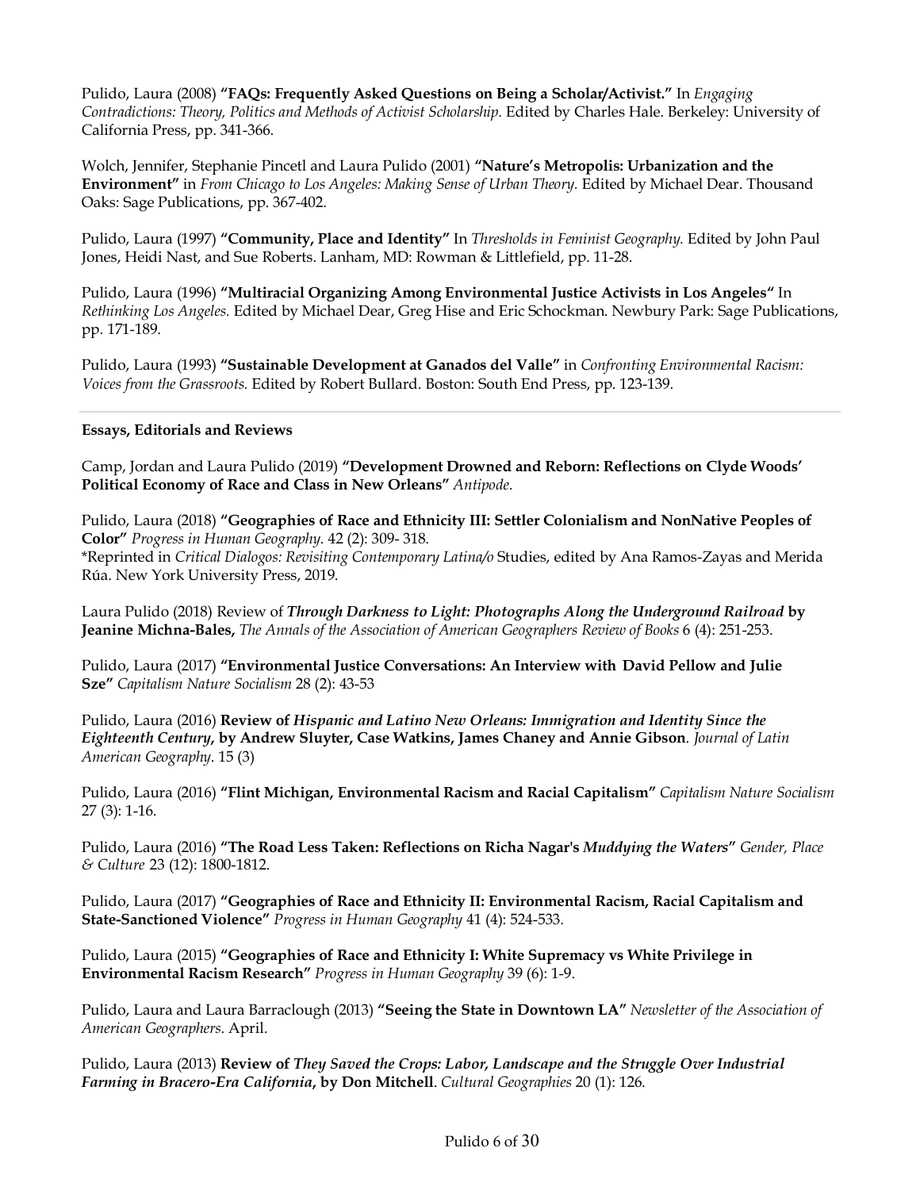Pulido, Laura (2008) **"FAQs: Frequently Asked Questions on Being a Scholar/Activist."** In *Engaging Contradictions: Theory, Politics and Methods of Activist Scholarship.* Edited by Charles Hale. Berkeley: University of California Press, pp. 341-366.

Wolch, Jennifer, Stephanie Pincetl and Laura Pulido (2001) **"Nature's Metropolis: Urbanization and the Environment"** in *From Chicago to Los Angeles: Making Sense of Urban Theory.* Edited by Michael Dear. Thousand Oaks: Sage Publications, pp. 367-402.

Pulido, Laura (1997) **"Community, Place and Identity"** In *Thresholds in Feminist Geography.* Edited by John Paul Jones, Heidi Nast, and Sue Roberts. Lanham, MD: Rowman & Littlefield, pp. 11-28.

Pulido, Laura (1996) **"Multiracial Organizing Among Environmental Justice Activists in Los Angeles"** In *Rethinking Los Angeles.* Edited by Michael Dear, Greg Hise and Eric Schockman. Newbury Park: Sage Publications, pp. 171-189.

Pulido, Laura (1993) **"Sustainable Development at Ganados del Valle"** in *Confronting Environmental Racism: Voices from the Grassroots.* Edited by Robert Bullard. Boston: South End Press, pp. 123-139.

---

**Essays, Editorials and Reviews**

Camp, Jordan and Laura Pulido (2019) **"Development Drowned and Reborn: Reflections on Clyde Woods' Political Economy of Race and Class in New Orleans"** *Antipode.*

Pulido, Laura (2018) **"Geographies of Race and Ethnicity III: Settler Colonialism and NonNative Peoples of Color"** *Progress in Human Geography.* 42 (2): 309- 318.
*Reprinted in *Critical Dialogos: Revisiting Contemporary Latina/o* Studies, edited by Ana Ramos-Zayas and Merida Rúa. New York University Press, 2019.

Laura Pulido (2018) Review of ***Through Darkness to Light: Photographs Along the Underground Railroad* by Jeanine Michna-Bales,** *The Annals of the Association of American Geographers Review of Books* 6 (4): 251-253.

Pulido, Laura (2017) **"Environmental Justice Conversations: An Interview with David Pellow and Julie Sze"** *Capitalism Nature Socialism* 28 (2): 43-53

Pulido, Laura (2016) **Review of *Hispanic and Latino New Orleans: Immigration and Identity Since the Eighteenth Century*, by Andrew Sluyter, Case Watkins, James Chaney and Annie Gibson**. *Journal of Latin American Geography*. 15 (3)

Pulido, Laura (2016) **"Flint Michigan, Environmental Racism and Racial Capitalism"** *Capitalism Nature Socialism* 27 (3): 1-16.

Pulido, Laura (2016) **"The Road Less Taken: Reflections on Richa Nagar's *Muddying the Waters*"** *Gender, Place & Culture* 23 (12): 1800-1812.

Pulido, Laura (2017) **"Geographies of Race and Ethnicity II: Environmental Racism, Racial Capitalism and State-Sanctioned Violence"** *Progress in Human Geography* 41 (4): 524-533.

Pulido, Laura (2015) **"Geographies of Race and Ethnicity I: White Supremacy vs White Privilege in Environmental Racism Research"** *Progress in Human Geography* 39 (6): 1-9.

Pulido, Laura and Laura Barraclough (2013) **"Seeing the State in Downtown LA"** *Newsletter of the Association of American Geographers*. April.

Pulido, Laura (2013) **Review of *They Saved the Crops: Labor, Landscape and the Struggle Over Industrial Farming in Bracero-Era California*, by Don Mitchell**. *Cultural Geographies* 20 (1): 126.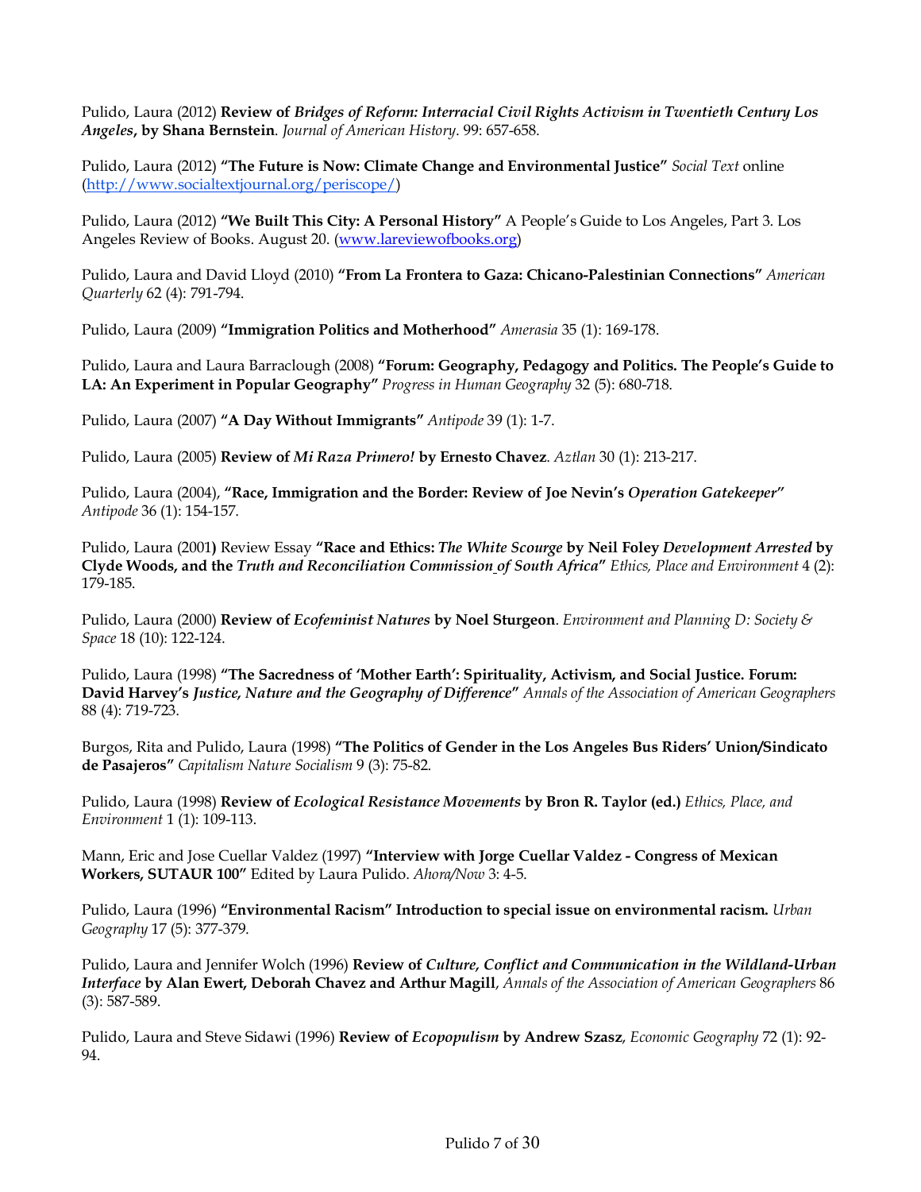Pulido, Laura (2012) **Review of *Bridges of Reform: Interracial Civil Rights Activism in Twentieth Century Los Angeles*, by Shana Bernstein**. *Journal of American History*. 99: 657-658.

Pulido, Laura (2012) **"The Future is Now: Climate Change and Environmental Justice"** *Social Text* online (http://www.socialtextjournal.org/periscope/)

Pulido, Laura (2012) **"We Built This City: A Personal History"** A People's Guide to Los Angeles, Part 3. Los Angeles Review of Books. August 20. (www.lareviewofbooks.org)

Pulido, Laura and David Lloyd (2010) **"From La Frontera to Gaza: Chicano-Palestinian Connections"** *American Quarterly* 62 (4): 791-794.

Pulido, Laura (2009) **"Immigration Politics and Motherhood"** *Amerasia* 35 (1): 169-178.

Pulido, Laura and Laura Barraclough (2008) **"Forum: Geography, Pedagogy and Politics. The People's Guide to LA: An Experiment in Popular Geography"** *Progress in Human Geography* 32 (5): 680-718.

Pulido, Laura (2007) **"A Day Without Immigrants"** *Antipode* 39 (1): 1-7.

Pulido, Laura (2005) **Review of *Mi Raza Primero!* by Ernesto Chavez**. *Aztlan* 30 (1): 213-217.

Pulido, Laura (2004), **"Race, Immigration and the Border: Review of Joe Nevin's *Operation Gatekeeper*"** *Antipode* 36 (1): 154-157.

Pulido, Laura (2001**)** Review Essay **"Race and Ethics: *The White Scourge* by Neil Foley *Development Arrested* by Clyde Woods, and the *Truth and Reconciliation Commission of South Africa*"** *Ethics, Place and Environment* 4 (2): 179-185.

Pulido, Laura (2000) **Review of *Ecofeminist Natures* by Noel Sturgeon**. *Environment and Planning D: Society & Space* 18 (10): 122-124.

Pulido, Laura (1998) **"The Sacredness of 'Mother Earth': Spirituality, Activism, and Social Justice. Forum: David Harvey's *Justice, Nature and the Geography of Difference*"** *Annals of the Association of American Geographers* 88 (4): 719-723.

Burgos, Rita and Pulido, Laura (1998) **"The Politics of Gender in the Los Angeles Bus Riders' Union/Sindicato de Pasajeros"** *Capitalism Nature Socialism* 9 (3): 75-82.

Pulido, Laura (1998) **Review of *Ecological Resistance Movements* by Bron R. Taylor (ed.)** *Ethics, Place, and Environment* 1 (1): 109-113.

Mann, Eric and Jose Cuellar Valdez (1997) **"Interview with Jorge Cuellar Valdez - Congress of Mexican Workers, SUTAUR 100"** Edited by Laura Pulido. *Ahora/Now* 3: 4-5.

Pulido, Laura (1996) **"Environmental Racism" Introduction to special issue on environmental racism.** *Urban Geography* 17 (5): 377-379.

Pulido, Laura and Jennifer Wolch (1996) **Review of *Culture, Conflict and Communication in the Wildland-Urban Interface* by Alan Ewert, Deborah Chavez and Arthur Magill**, *Annals of the Association of American Geographers* 86 (3): 587-589.

Pulido, Laura and Steve Sidawi (1996) **Review of *Ecopopulism* by Andrew Szasz**, *Economic Geography* 72 (1): 92-94.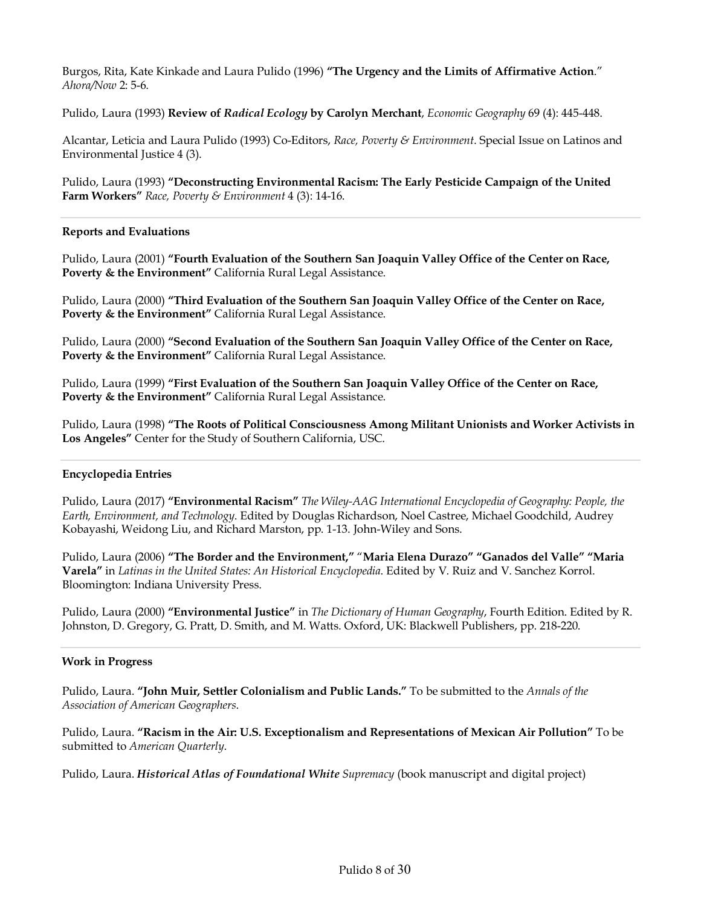Burgos, Rita, Kate Kinkade and Laura Pulido (1996) **"The Urgency and the Limits of Affirmative Action**." *Ahora/Now* 2: 5-6.

Pulido, Laura (1993) **Review of *Radical Ecology* by Carolyn Merchant**, *Economic Geography* 69 (4): 445-448.

Alcantar, Leticia and Laura Pulido (1993) Co-Editors, *Race, Poverty & Environment*. Special Issue on Latinos and Environmental Justice 4 (3).

Pulido, Laura (1993) **"Deconstructing Environmental Racism: The Early Pesticide Campaign of the United Farm Workers"** *Race, Poverty & Environment* 4 (3): 14-16.

---

**Reports and Evaluations**

Pulido, Laura (2001) **"Fourth Evaluation of the Southern San Joaquin Valley Office of the Center on Race, Poverty & the Environment"** California Rural Legal Assistance.

Pulido, Laura (2000) **"Third Evaluation of the Southern San Joaquin Valley Office of the Center on Race, Poverty & the Environment"** California Rural Legal Assistance.

Pulido, Laura (2000) **"Second Evaluation of the Southern San Joaquin Valley Office of the Center on Race, Poverty & the Environment"** California Rural Legal Assistance.

Pulido, Laura (1999) **"First Evaluation of the Southern San Joaquin Valley Office of the Center on Race, Poverty & the Environment"** California Rural Legal Assistance.

Pulido, Laura (1998) **"The Roots of Political Consciousness Among Militant Unionists and Worker Activists in Los Angeles"** Center for the Study of Southern California, USC.

---

**Encyclopedia Entries**

Pulido, Laura (2017) **"Environmental Racism"** *The Wiley-AAG International Encyclopedia of Geography: People, the Earth, Environment, and Technology*. Edited by Douglas Richardson, Noel Castree, Michael Goodchild, Audrey Kobayashi, Weidong Liu, and Richard Marston, pp. 1-13. John-Wiley and Sons.

Pulido, Laura (2006) **"The Border and the Environment," "Maria Elena Durazo" "Ganados del Valle" "Maria Varela"** in *Latinas in the United States: An Historical Encyclopedia*. Edited by V. Ruiz and V. Sanchez Korrol. Bloomington: Indiana University Press.

Pulido, Laura (2000) **"Environmental Justice"** in *The Dictionary of Human Geography*, Fourth Edition. Edited by R. Johnston, D. Gregory, G. Pratt, D. Smith, and M. Watts. Oxford, UK: Blackwell Publishers, pp. 218-220.

---

**Work in Progress**

Pulido, Laura. **"John Muir, Settler Colonialism and Public Lands."** To be submitted to the *Annals of the Association of American Geographers*.

Pulido, Laura. **"Racism in the Air: U.S. Exceptionalism and Representations of Mexican Air Pollution"** To be submitted to *American Quarterly*.

Pulido, Laura. ***Historical Atlas of Foundational White*** *Supremacy* (book manuscript and digital project)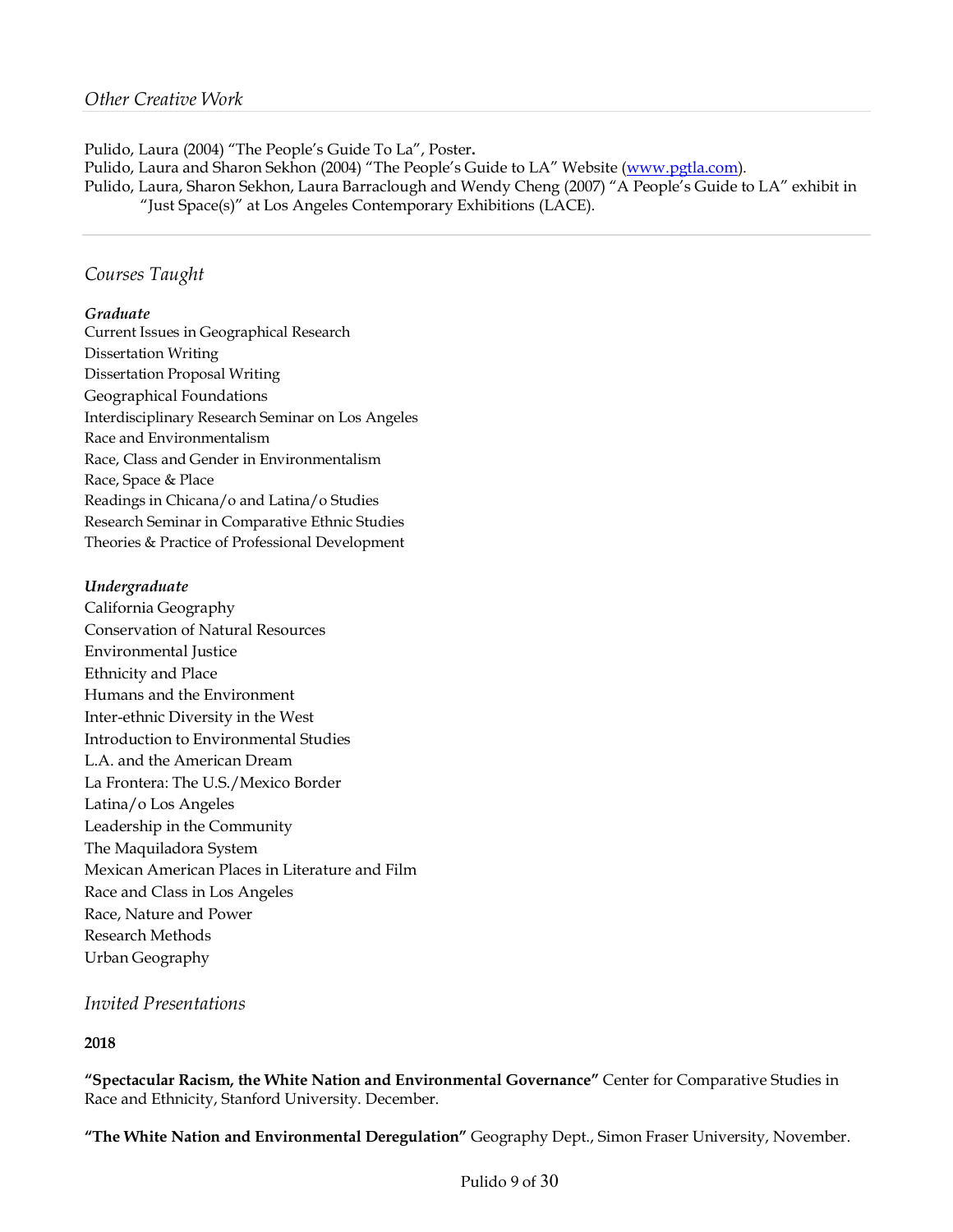## *Other Creative Work*

Pulido, Laura (2004) "The People's Guide To La", Poster**.**
Pulido, Laura and Sharon Sekhon (2004) "The People's Guide to LA" Website (www.pgtla.com).
Pulido, Laura, Sharon Sekhon, Laura Barraclough and Wendy Cheng (2007) "A People's Guide to LA" exhibit in "Just Space(s)" at Los Angeles Contemporary Exhibitions (LACE).

## *Courses Taught*

***Graduate***

Current Issues in Geographical Research
Dissertation Writing
Dissertation Proposal Writing
Geographical Foundations
Interdisciplinary Research Seminar on Los Angeles
Race and Environmentalism
Race, Class and Gender in Environmentalism
Race, Space & Place
Readings in Chicana/o and Latina/o Studies
Research Seminar in Comparative Ethnic Studies
Theories & Practice of Professional Development

***Undergraduate***

California Geography
Conservation of Natural Resources
Environmental Justice
Ethnicity and Place
Humans and the Environment
Inter-ethnic Diversity in the West
Introduction to Environmental Studies
L.A. and the American Dream
La Frontera: The U.S./Mexico Border
Latina/o Los Angeles
Leadership in the Community
The Maquiladora System
Mexican American Places in Literature and Film
Race and Class in Los Angeles
Race, Nature and Power
Research Methods
Urban Geography

## *Invited Presentations*

**2018**

**"Spectacular Racism, the White Nation and Environmental Governance"** Center for Comparative Studies in Race and Ethnicity, Stanford University. December.

**"The White Nation and Environmental Deregulation"** Geography Dept., Simon Fraser University, November.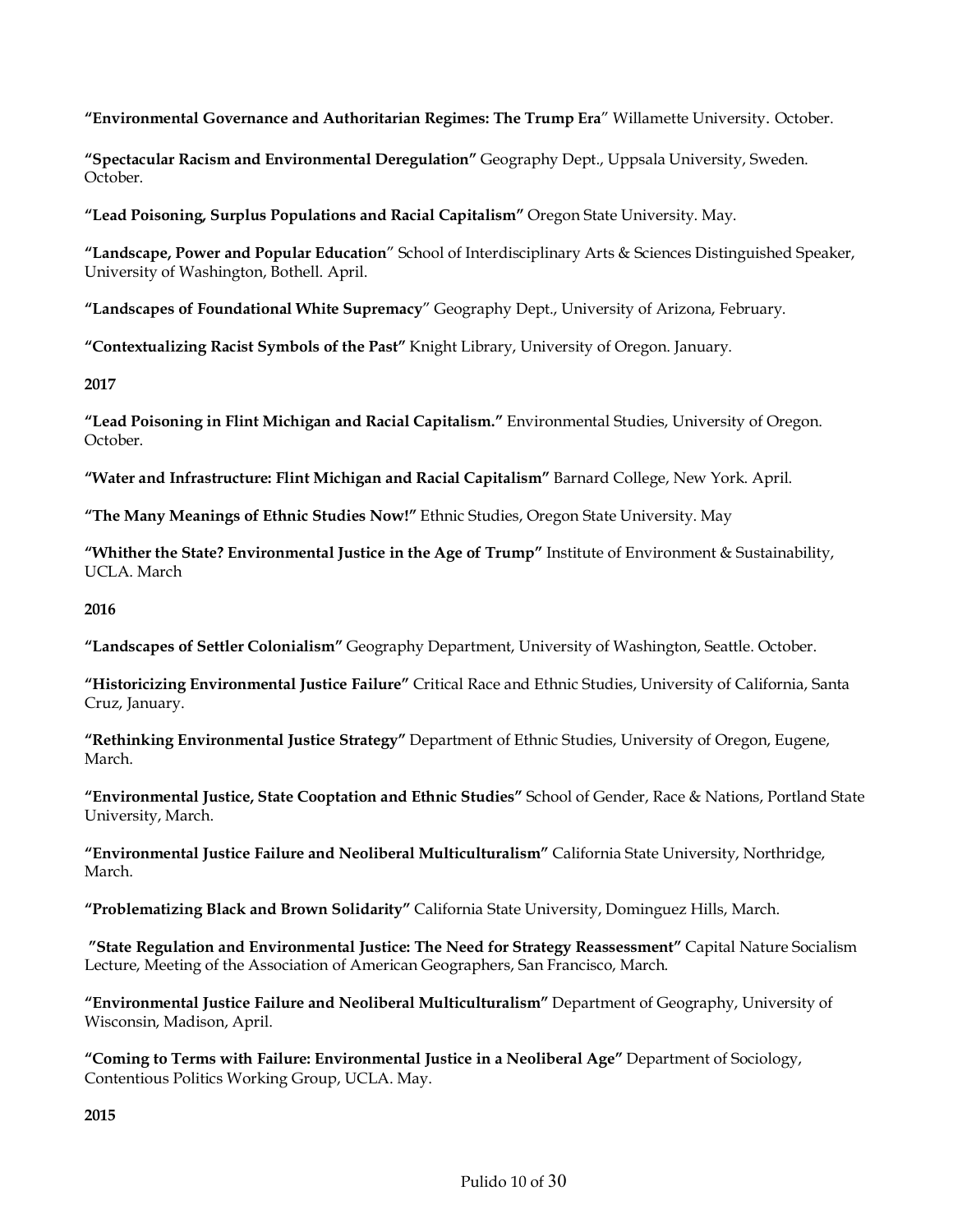**"Environmental Governance and Authoritarian Regimes: The Trump Era"** Willamette University. October.

**"Spectacular Racism and Environmental Deregulation"** Geography Dept., Uppsala University, Sweden. October.

**"Lead Poisoning, Surplus Populations and Racial Capitalism"** Oregon State University. May.

**"Landscape, Power and Popular Education"** School of Interdisciplinary Arts & Sciences Distinguished Speaker, University of Washington, Bothell. April.

**"Landscapes of Foundational White Supremacy"** Geography Dept., University of Arizona, February.

**"Contextualizing Racist Symbols of the Past"** Knight Library, University of Oregon. January.

**2017**

**"Lead Poisoning in Flint Michigan and Racial Capitalism."** Environmental Studies, University of Oregon. October.

**"Water and Infrastructure: Flint Michigan and Racial Capitalism"** Barnard College, New York. April.

**"The Many Meanings of Ethnic Studies Now!"** Ethnic Studies, Oregon State University. May

**"Whither the State? Environmental Justice in the Age of Trump"** Institute of Environment & Sustainability, UCLA. March

**2016**

**"Landscapes of Settler Colonialism"** Geography Department, University of Washington, Seattle. October.

**"Historicizing Environmental Justice Failure"** Critical Race and Ethnic Studies, University of California, Santa Cruz, January.

**"Rethinking Environmental Justice Strategy"** Department of Ethnic Studies, University of Oregon, Eugene, March.

**"Environmental Justice, State Cooptation and Ethnic Studies"** School of Gender, Race & Nations, Portland State University, March.

**"Environmental Justice Failure and Neoliberal Multiculturalism"** California State University, Northridge, March.

**"Problematizing Black and Brown Solidarity"** California State University, Dominguez Hills, March.

**"State Regulation and Environmental Justice: The Need for Strategy Reassessment"** Capital Nature Socialism Lecture, Meeting of the Association of American Geographers, San Francisco, March.

**"Environmental Justice Failure and Neoliberal Multiculturalism"** Department of Geography, University of Wisconsin, Madison, April.

**"Coming to Terms with Failure: Environmental Justice in a Neoliberal Age"** Department of Sociology, Contentious Politics Working Group, UCLA. May.

**2015**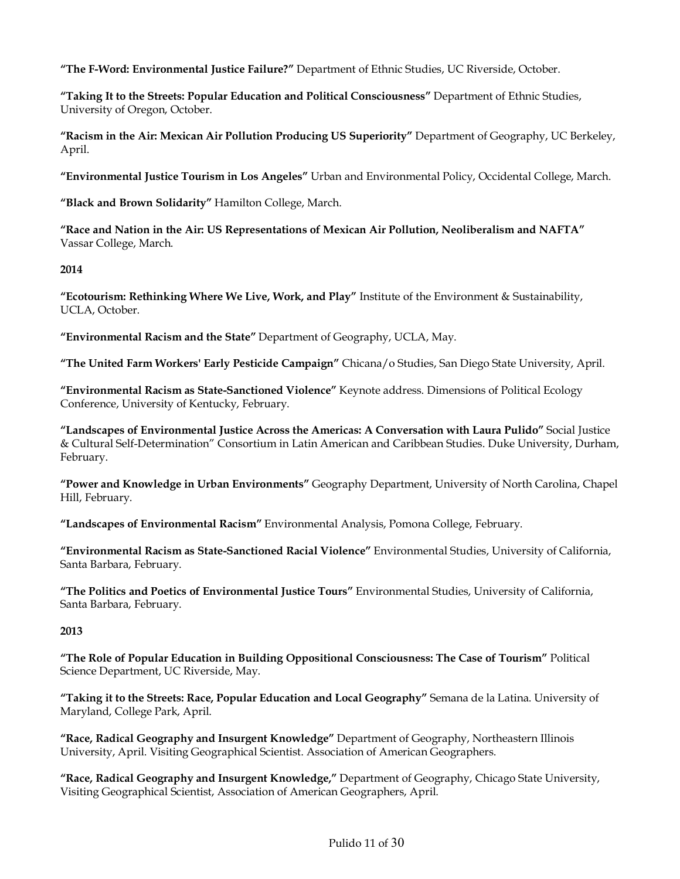**"The F-Word: Environmental Justice Failure?"** Department of Ethnic Studies, UC Riverside, October.

**"Taking It to the Streets: Popular Education and Political Consciousness"** Department of Ethnic Studies, University of Oregon, October.

**"Racism in the Air: Mexican Air Pollution Producing US Superiority"** Department of Geography, UC Berkeley, April.

**"Environmental Justice Tourism in Los Angeles"** Urban and Environmental Policy, Occidental College, March.

**"Black and Brown Solidarity"** Hamilton College, March.

**"Race and Nation in the Air: US Representations of Mexican Air Pollution, Neoliberalism and NAFTA"** Vassar College, March.

**2014**

**"Ecotourism: Rethinking Where We Live, Work, and Play"** Institute of the Environment & Sustainability, UCLA, October.

**"Environmental Racism and the State"** Department of Geography, UCLA, May.

**"The United Farm Workers' Early Pesticide Campaign"** Chicana/o Studies, San Diego State University, April.

**"Environmental Racism as State-Sanctioned Violence"** Keynote address. Dimensions of Political Ecology Conference, University of Kentucky, February.

**"Landscapes of Environmental Justice Across the Americas: A Conversation with Laura Pulido"** Social Justice & Cultural Self-Determination" Consortium in Latin American and Caribbean Studies. Duke University, Durham, February.

**"Power and Knowledge in Urban Environments"** Geography Department, University of North Carolina, Chapel Hill, February.

**"Landscapes of Environmental Racism"** Environmental Analysis, Pomona College, February.

**"Environmental Racism as State-Sanctioned Racial Violence"** Environmental Studies, University of California, Santa Barbara, February.

**"The Politics and Poetics of Environmental Justice Tours"** Environmental Studies, University of California, Santa Barbara, February.

**2013**

**"The Role of Popular Education in Building Oppositional Consciousness: The Case of Tourism"** Political Science Department, UC Riverside, May.

**"Taking it to the Streets: Race, Popular Education and Local Geography"** Semana de la Latina. University of Maryland, College Park, April.

**"Race, Radical Geography and Insurgent Knowledge"** Department of Geography, Northeastern Illinois University, April. Visiting Geographical Scientist. Association of American Geographers.

**"Race, Radical Geography and Insurgent Knowledge,"** Department of Geography, Chicago State University, Visiting Geographical Scientist, Association of American Geographers, April.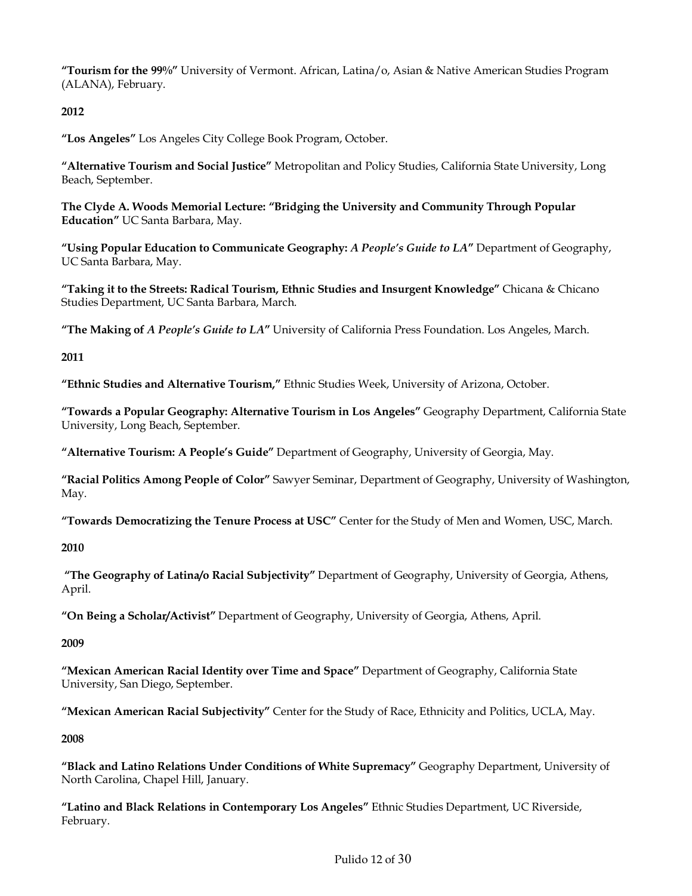**"Tourism for the 99%"** University of Vermont. African, Latina/o, Asian & Native American Studies Program (ALANA), February.

**2012**

**"Los Angeles"** Los Angeles City College Book Program, October.

**"Alternative Tourism and Social Justice"** Metropolitan and Policy Studies, California State University, Long Beach, September.

**The Clyde A. Woods Memorial Lecture: "Bridging the University and Community Through Popular Education"** UC Santa Barbara, May.

**"Using Popular Education to Communicate Geography: *A People's Guide to LA*"** Department of Geography, UC Santa Barbara, May.

**"Taking it to the Streets: Radical Tourism, Ethnic Studies and Insurgent Knowledge"** Chicana & Chicano Studies Department, UC Santa Barbara, March.

**"The Making of *A People's Guide to LA*"** University of California Press Foundation. Los Angeles, March.

**2011**

**"Ethnic Studies and Alternative Tourism,"** Ethnic Studies Week, University of Arizona, October.

**"Towards a Popular Geography: Alternative Tourism in Los Angeles"** Geography Department, California State University, Long Beach, September.

**"Alternative Tourism: A People's Guide"** Department of Geography, University of Georgia, May.

**"Racial Politics Among People of Color"** Sawyer Seminar, Department of Geography, University of Washington, May.

**"Towards Democratizing the Tenure Process at USC"** Center for the Study of Men and Women, USC, March.

**2010**

**"The Geography of Latina/o Racial Subjectivity"** Department of Geography, University of Georgia, Athens, April.

**"On Being a Scholar/Activist"** Department of Geography, University of Georgia, Athens, April.

**2009**

**"Mexican American Racial Identity over Time and Space"** Department of Geography, California State University, San Diego, September.

**"Mexican American Racial Subjectivity"** Center for the Study of Race, Ethnicity and Politics, UCLA, May.

**2008**

**"Black and Latino Relations Under Conditions of White Supremacy"** Geography Department, University of North Carolina, Chapel Hill, January.

**"Latino and Black Relations in Contemporary Los Angeles"** Ethnic Studies Department, UC Riverside, February.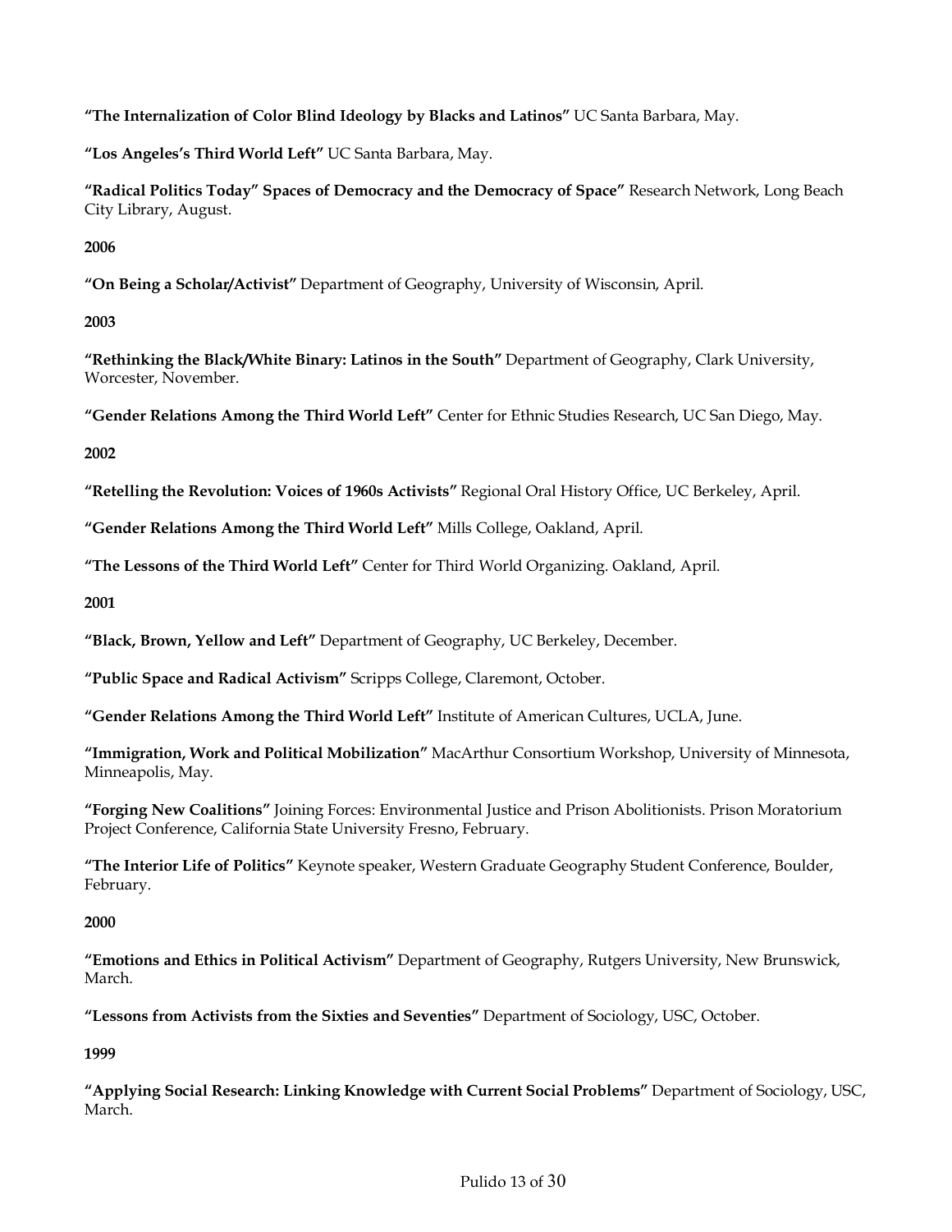**"The Internalization of Color Blind Ideology by Blacks and Latinos"** UC Santa Barbara, May.

**"Los Angeles's Third World Left"** UC Santa Barbara, May.

**"Radical Politics Today" Spaces of Democracy and the Democracy of Space"** Research Network, Long Beach City Library, August.

**2006**

**"On Being a Scholar/Activist"** Department of Geography, University of Wisconsin, April.

**2003**

**"Rethinking the Black/White Binary: Latinos in the South"** Department of Geography, Clark University, Worcester, November.

**"Gender Relations Among the Third World Left"** Center for Ethnic Studies Research, UC San Diego, May.

**2002**

**"Retelling the Revolution: Voices of 1960s Activists"** Regional Oral History Office, UC Berkeley, April.

**"Gender Relations Among the Third World Left"** Mills College, Oakland, April.

**"The Lessons of the Third World Left"** Center for Third World Organizing. Oakland, April.

**2001**

**"Black, Brown, Yellow and Left"** Department of Geography, UC Berkeley, December.

**"Public Space and Radical Activism"** Scripps College, Claremont, October.

**"Gender Relations Among the Third World Left"** Institute of American Cultures, UCLA, June.

**"Immigration, Work and Political Mobilization"** MacArthur Consortium Workshop, University of Minnesota, Minneapolis, May.

**"Forging New Coalitions"** Joining Forces: Environmental Justice and Prison Abolitionists. Prison Moratorium Project Conference, California State University Fresno, February.

**"The Interior Life of Politics"** Keynote speaker, Western Graduate Geography Student Conference, Boulder, February.

**2000**

**"Emotions and Ethics in Political Activism"** Department of Geography, Rutgers University, New Brunswick, March.

**"Lessons from Activists from the Sixties and Seventies"** Department of Sociology, USC, October.

**1999**

**"Applying Social Research: Linking Knowledge with Current Social Problems"** Department of Sociology, USC, March.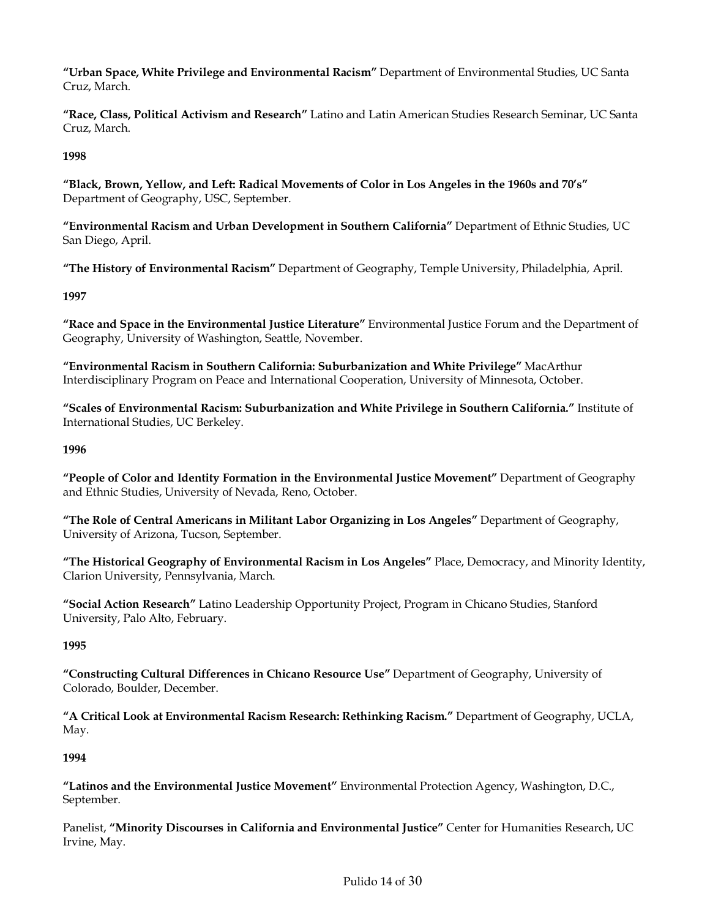**"Urban Space, White Privilege and Environmental Racism"** Department of Environmental Studies, UC Santa Cruz, March.

**"Race, Class, Political Activism and Research"** Latino and Latin American Studies Research Seminar, UC Santa Cruz, March.

**1998**

**"Black, Brown, Yellow, and Left: Radical Movements of Color in Los Angeles in the 1960s and 70's"** Department of Geography, USC, September.

**"Environmental Racism and Urban Development in Southern California"** Department of Ethnic Studies, UC San Diego, April.

**"The History of Environmental Racism"** Department of Geography, Temple University, Philadelphia, April.

**1997**

**"Race and Space in the Environmental Justice Literature"** Environmental Justice Forum and the Department of Geography, University of Washington, Seattle, November.

**"Environmental Racism in Southern California: Suburbanization and White Privilege"** MacArthur Interdisciplinary Program on Peace and International Cooperation, University of Minnesota, October.

**"Scales of Environmental Racism: Suburbanization and White Privilege in Southern California."** Institute of International Studies, UC Berkeley.

**1996**

**"People of Color and Identity Formation in the Environmental Justice Movement"** Department of Geography and Ethnic Studies, University of Nevada, Reno, October.

**"The Role of Central Americans in Militant Labor Organizing in Los Angeles"** Department of Geography, University of Arizona, Tucson, September.

**"The Historical Geography of Environmental Racism in Los Angeles"** Place, Democracy, and Minority Identity, Clarion University, Pennsylvania, March.

**"Social Action Research"** Latino Leadership Opportunity Project, Program in Chicano Studies, Stanford University, Palo Alto, February.

**1995**

**"Constructing Cultural Differences in Chicano Resource Use"** Department of Geography, University of Colorado, Boulder, December.

**"A Critical Look at Environmental Racism Research: Rethinking Racism."** Department of Geography, UCLA, May.

**1994**

**"Latinos and the Environmental Justice Movement"** Environmental Protection Agency, Washington, D.C., September.

Panelist, **"Minority Discourses in California and Environmental Justice"** Center for Humanities Research, UC Irvine, May.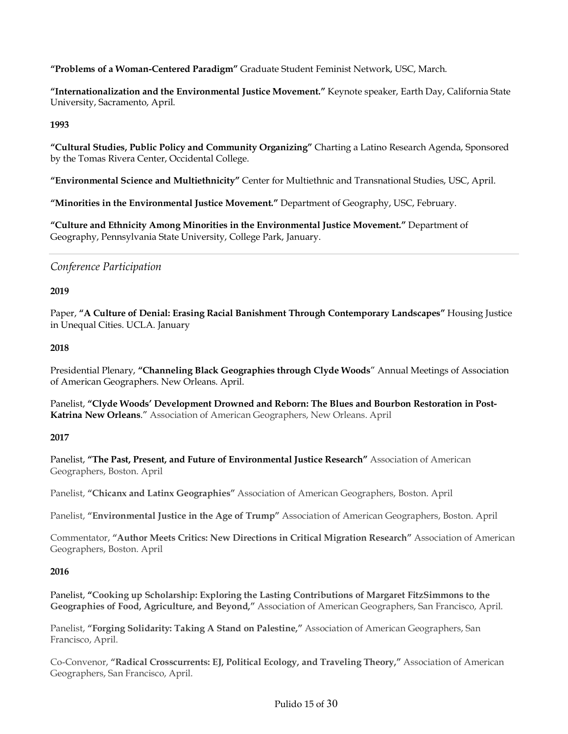**"Problems of a Woman-Centered Paradigm"** Graduate Student Feminist Network, USC, March.

**"Internationalization and the Environmental Justice Movement."** Keynote speaker, Earth Day, California State University, Sacramento, April.

**1993**

**"Cultural Studies, Public Policy and Community Organizing"** Charting a Latino Research Agenda, Sponsored by the Tomas Rivera Center, Occidental College.

**"Environmental Science and Multiethnicity"** Center for Multiethnic and Transnational Studies, USC, April.

**"Minorities in the Environmental Justice Movement."** Department of Geography, USC, February.

**"Culture and Ethnicity Among Minorities in the Environmental Justice Movement."** Department of Geography, Pennsylvania State University, College Park, January.

---

*Conference Participation*

**2019**

Paper, **"A Culture of Denial: Erasing Racial Banishment Through Contemporary Landscapes"** Housing Justice in Unequal Cities. UCLA. January

**2018**

Presidential Plenary, **"Channeling Black Geographies through Clyde Woods**" Annual Meetings of Association of American Geographers. New Orleans. April.

Panelist, **"Clyde Woods' Development Drowned and Reborn: The Blues and Bourbon Restoration in Post-Katrina New Orleans**." Association of American Geographers, New Orleans. April

**2017**

Panelist, **"The Past, Present, and Future of Environmental Justice Research"** Association of American Geographers, Boston. April

Panelist, **"Chicanx and Latinx Geographies"** Association of American Geographers, Boston. April

Panelist, **"Environmental Justice in the Age of Trump"** Association of American Geographers, Boston. April

Commentator, **"Author Meets Critics: New Directions in Critical Migration Research"** Association of American Geographers, Boston. April

**2016**

Panelist, **"Cooking up Scholarship: Exploring the Lasting Contributions of Margaret FitzSimmons to the Geographies of Food, Agriculture, and Beyond,"** Association of American Geographers, San Francisco, April.

Panelist, **"Forging Solidarity: Taking A Stand on Palestine,"** Association of American Geographers, San Francisco, April.

Co-Convenor, **"Radical Crosscurrents: EJ, Political Ecology, and Traveling Theory,"** Association of American Geographers, San Francisco, April.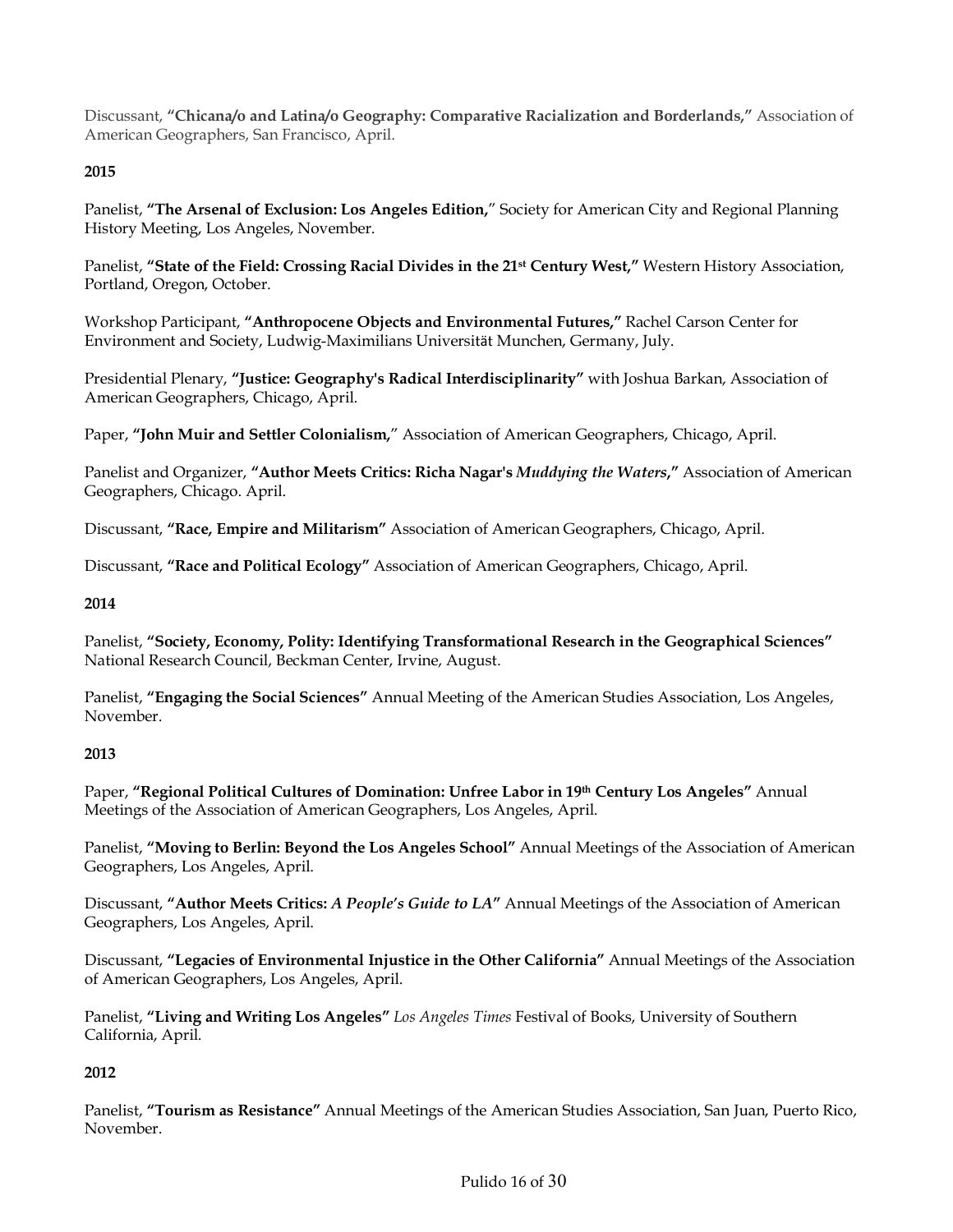Discussant, **"Chicana/o and Latina/o Geography: Comparative Racialization and Borderlands,"** Association of American Geographers, San Francisco, April.

**2015**

Panelist, **"The Arsenal of Exclusion: Los Angeles Edition,"** Society for American City and Regional Planning History Meeting, Los Angeles, November.

Panelist, **"State of the Field: Crossing Racial Divides in the 21st Century West,"** Western History Association, Portland, Oregon, October.

Workshop Participant, **"Anthropocene Objects and Environmental Futures,"** Rachel Carson Center for Environment and Society, Ludwig-Maximilians Universität Munchen, Germany, July.

Presidential Plenary, **"Justice: Geography's Radical Interdisciplinarity"** with Joshua Barkan, Association of American Geographers, Chicago, April.

Paper, **"John Muir and Settler Colonialism,"** Association of American Geographers, Chicago, April.

Panelist and Organizer, **"Author Meets Critics: Richa Nagar's *Muddying the Waters*,"** Association of American Geographers, Chicago. April.

Discussant, **"Race, Empire and Militarism"** Association of American Geographers, Chicago, April.

Discussant, **"Race and Political Ecology"** Association of American Geographers, Chicago, April.

**2014**

Panelist, **"Society, Economy, Polity: Identifying Transformational Research in the Geographical Sciences"** National Research Council, Beckman Center, Irvine, August.

Panelist, **"Engaging the Social Sciences"** Annual Meeting of the American Studies Association, Los Angeles, November.

**2013**

Paper, **"Regional Political Cultures of Domination: Unfree Labor in 19th Century Los Angeles"** Annual Meetings of the Association of American Geographers, Los Angeles, April.

Panelist, **"Moving to Berlin: Beyond the Los Angeles School"** Annual Meetings of the Association of American Geographers, Los Angeles, April.

Discussant, **"Author Meets Critics: *A People's Guide to LA*"** Annual Meetings of the Association of American Geographers, Los Angeles, April.

Discussant, **"Legacies of Environmental Injustice in the Other California"** Annual Meetings of the Association of American Geographers, Los Angeles, April.

Panelist, **"Living and Writing Los Angeles"** *Los Angeles Times* Festival of Books, University of Southern California, April.

**2012**

Panelist, **"Tourism as Resistance"** Annual Meetings of the American Studies Association, San Juan, Puerto Rico, November.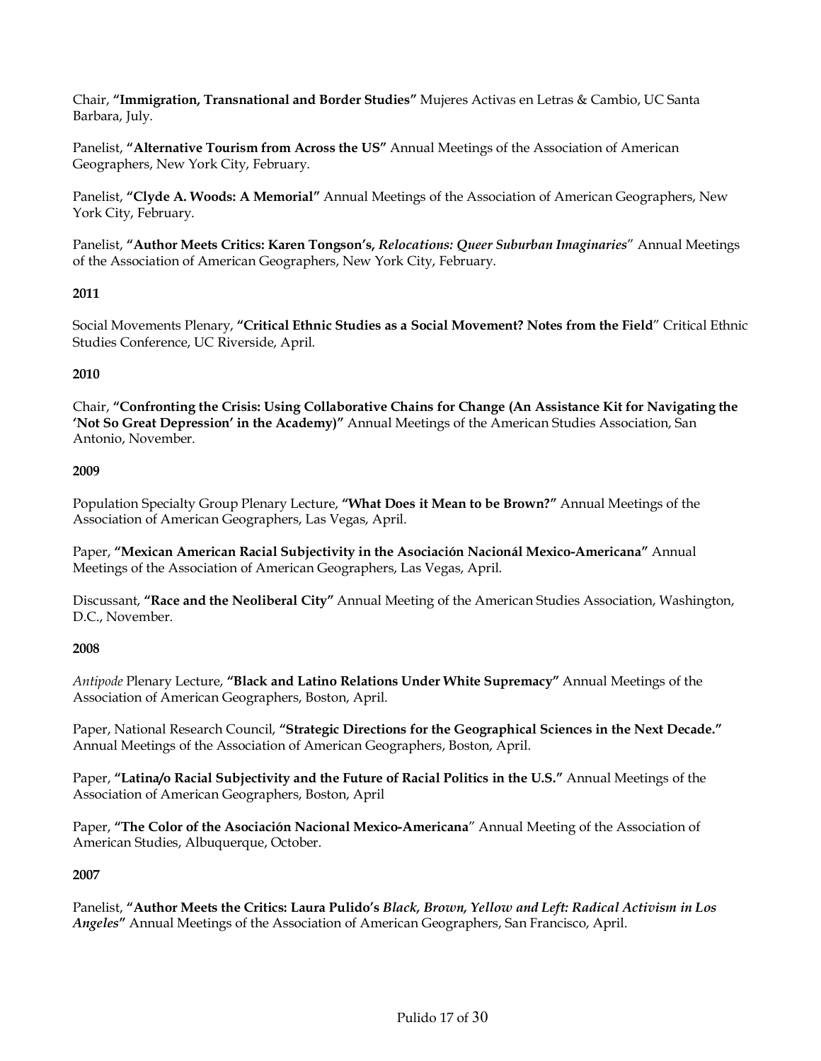Chair, **"Immigration, Transnational and Border Studies"** Mujeres Activas en Letras & Cambio, UC Santa Barbara, July.

Panelist, **"Alternative Tourism from Across the US"** Annual Meetings of the Association of American Geographers, New York City, February.

Panelist, **"Clyde A. Woods: A Memorial"** Annual Meetings of the Association of American Geographers, New York City, February.

Panelist, **"Author Meets Critics: Karen Tongson's, *Relocations: Queer Suburban Imaginaries*"** Annual Meetings of the Association of American Geographers, New York City, February.

**2011**

Social Movements Plenary, **"Critical Ethnic Studies as a Social Movement? Notes from the Field"** Critical Ethnic Studies Conference, UC Riverside, April.

**2010**

Chair, **"Confronting the Crisis: Using Collaborative Chains for Change (An Assistance Kit for Navigating the 'Not So Great Depression' in the Academy)"** Annual Meetings of the American Studies Association, San Antonio, November.

**2009**

Population Specialty Group Plenary Lecture, **"What Does it Mean to be Brown?"** Annual Meetings of the Association of American Geographers, Las Vegas, April.

Paper, **"Mexican American Racial Subjectivity in the Asociación Nacionál Mexico-Americana"** Annual Meetings of the Association of American Geographers, Las Vegas, April.

Discussant, **"Race and the Neoliberal City"** Annual Meeting of the American Studies Association, Washington, D.C., November.

**2008**

*Antipode* Plenary Lecture, **"Black and Latino Relations Under White Supremacy"** Annual Meetings of the Association of American Geographers, Boston, April.

Paper, National Research Council, **"Strategic Directions for the Geographical Sciences in the Next Decade."** Annual Meetings of the Association of American Geographers, Boston, April.

Paper, **"Latina/o Racial Subjectivity and the Future of Racial Politics in the U.S."** Annual Meetings of the Association of American Geographers, Boston, April

Paper, **"The Color of the Asociación Nacional Mexico-Americana"** Annual Meeting of the Association of American Studies, Albuquerque, October.

**2007**

Panelist, **"Author Meets the Critics: Laura Pulido's *Black, Brown, Yellow and Left: Radical Activism in Los Angeles*"** Annual Meetings of the Association of American Geographers, San Francisco, April.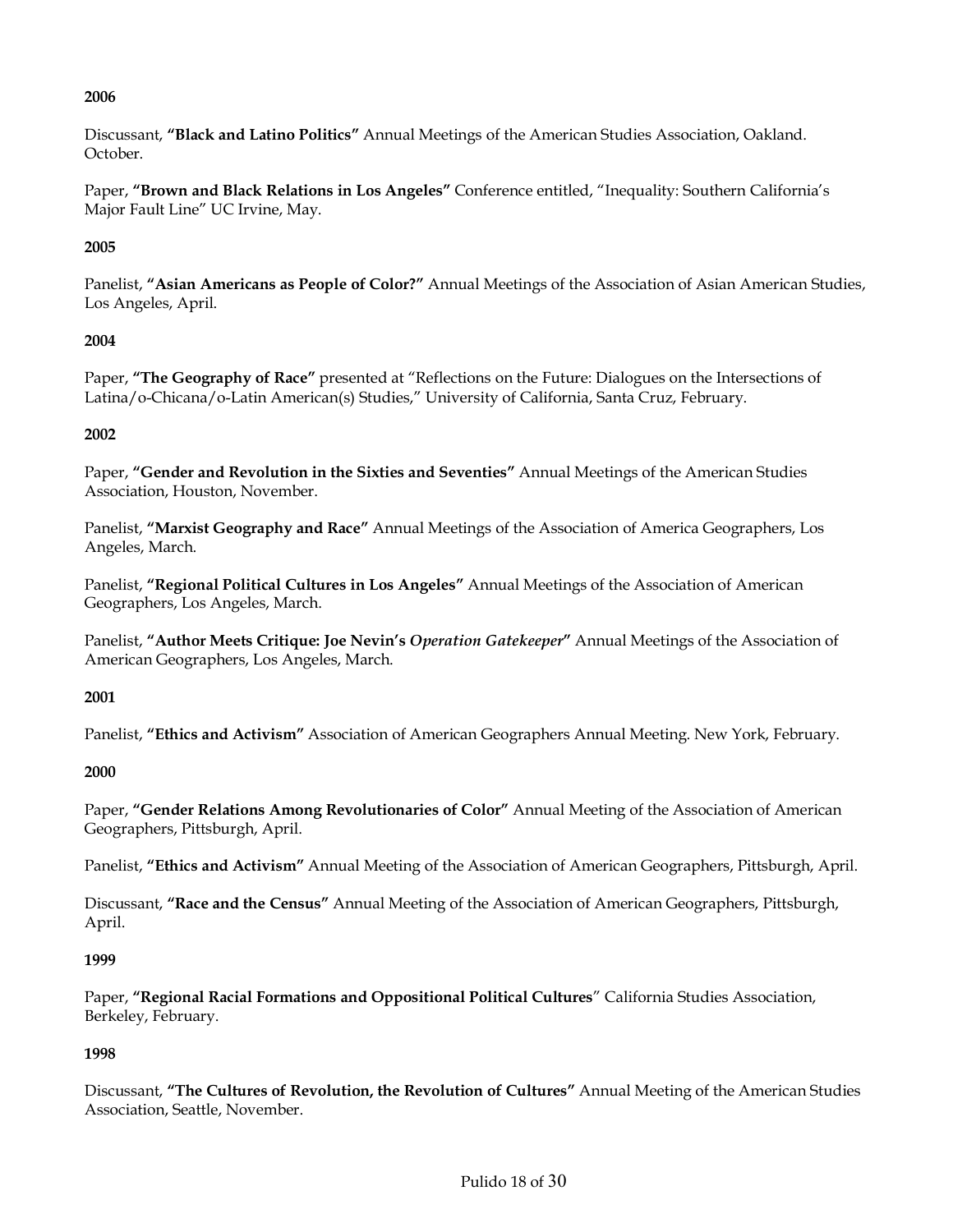**2006**

Discussant, **"Black and Latino Politics"** Annual Meetings of the American Studies Association, Oakland. October.

Paper, **"Brown and Black Relations in Los Angeles"** Conference entitled, "Inequality: Southern California's Major Fault Line" UC Irvine, May.

**2005**

Panelist, **"Asian Americans as People of Color?"** Annual Meetings of the Association of Asian American Studies, Los Angeles, April.

**2004**

Paper, **"The Geography of Race"** presented at "Reflections on the Future: Dialogues on the Intersections of Latina/o-Chicana/o-Latin American(s) Studies," University of California, Santa Cruz, February.

**2002**

Paper, **"Gender and Revolution in the Sixties and Seventies"** Annual Meetings of the American Studies Association, Houston, November.

Panelist, **"Marxist Geography and Race"** Annual Meetings of the Association of America Geographers, Los Angeles, March.

Panelist, **"Regional Political Cultures in Los Angeles"** Annual Meetings of the Association of American Geographers, Los Angeles, March.

Panelist, **"Author Meets Critique: Joe Nevin's *Operation Gatekeeper*"** Annual Meetings of the Association of American Geographers, Los Angeles, March.

**2001**

Panelist, **"Ethics and Activism"** Association of American Geographers Annual Meeting. New York, February.

**2000**

Paper, **"Gender Relations Among Revolutionaries of Color"** Annual Meeting of the Association of American Geographers, Pittsburgh, April.

Panelist, **"Ethics and Activism"** Annual Meeting of the Association of American Geographers, Pittsburgh, April.

Discussant, **"Race and the Census"** Annual Meeting of the Association of American Geographers, Pittsburgh, April.

**1999**

Paper, **"Regional Racial Formations and Oppositional Political Cultures**" California Studies Association, Berkeley, February.

**1998**

Discussant, **"The Cultures of Revolution, the Revolution of Cultures"** Annual Meeting of the American Studies Association, Seattle, November.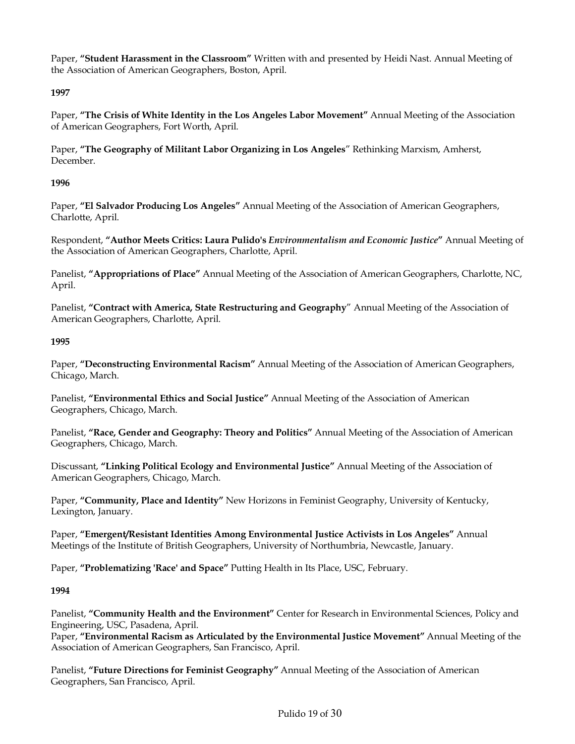Paper, **"Student Harassment in the Classroom"** Written with and presented by Heidi Nast. Annual Meeting of the Association of American Geographers, Boston, April.

**1997**

Paper, **"The Crisis of White Identity in the Los Angeles Labor Movement"** Annual Meeting of the Association of American Geographers, Fort Worth, April.

Paper, **"The Geography of Militant Labor Organizing in Los Angeles"** Rethinking Marxism, Amherst, December.

**1996**

Paper, **"El Salvador Producing Los Angeles"** Annual Meeting of the Association of American Geographers, Charlotte, April.

Respondent, **"Author Meets Critics: Laura Pulido's *Environmentalism and Economic Justice*"** Annual Meeting of the Association of American Geographers, Charlotte, April.

Panelist, **"Appropriations of Place"** Annual Meeting of the Association of American Geographers, Charlotte, NC, April.

Panelist, **"Contract with America, State Restructuring and Geography"** Annual Meeting of the Association of American Geographers, Charlotte, April.

**1995**

Paper, **"Deconstructing Environmental Racism"** Annual Meeting of the Association of American Geographers, Chicago, March.

Panelist, **"Environmental Ethics and Social Justice"** Annual Meeting of the Association of American Geographers, Chicago, March.

Panelist, **"Race, Gender and Geography: Theory and Politics"** Annual Meeting of the Association of American Geographers, Chicago, March.

Discussant, **"Linking Political Ecology and Environmental Justice"** Annual Meeting of the Association of American Geographers, Chicago, March.

Paper, **"Community, Place and Identity"** New Horizons in Feminist Geography, University of Kentucky, Lexington, January.

Paper, **"Emergent/Resistant Identities Among Environmental Justice Activists in Los Angeles"** Annual Meetings of the Institute of British Geographers, University of Northumbria, Newcastle, January.

Paper, **"Problematizing 'Race' and Space"** Putting Health in Its Place, USC, February.

**1994**

Panelist, **"Community Health and the Environment"** Center for Research in Environmental Sciences, Policy and Engineering, USC, Pasadena, April.

Paper, **"Environmental Racism as Articulated by the Environmental Justice Movement"** Annual Meeting of the Association of American Geographers, San Francisco, April.

Panelist, **"Future Directions for Feminist Geography"** Annual Meeting of the Association of American Geographers, San Francisco, April.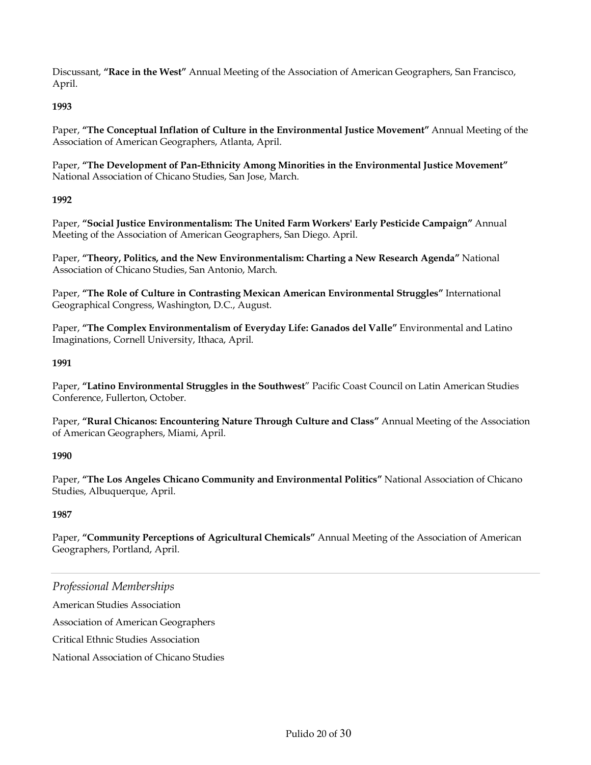Discussant, **"Race in the West"** Annual Meeting of the Association of American Geographers, San Francisco, April.

**1993**

Paper, **"The Conceptual Inflation of Culture in the Environmental Justice Movement"** Annual Meeting of the Association of American Geographers, Atlanta, April.

Paper, **"The Development of Pan-Ethnicity Among Minorities in the Environmental Justice Movement"** National Association of Chicano Studies, San Jose, March.

**1992**

Paper, **"Social Justice Environmentalism: The United Farm Workers' Early Pesticide Campaign"** Annual Meeting of the Association of American Geographers, San Diego. April.

Paper, **"Theory, Politics, and the New Environmentalism: Charting a New Research Agenda"** National Association of Chicano Studies, San Antonio, March.

Paper, **"The Role of Culture in Contrasting Mexican American Environmental Struggles"** International Geographical Congress, Washington, D.C., August.

Paper, **"The Complex Environmentalism of Everyday Life: Ganados del Valle"** Environmental and Latino Imaginations, Cornell University, Ithaca, April.

**1991**

Paper, **"Latino Environmental Struggles in the Southwest"** Pacific Coast Council on Latin American Studies Conference, Fullerton, October.

Paper, **"Rural Chicanos: Encountering Nature Through Culture and Class"** Annual Meeting of the Association of American Geographers, Miami, April.

**1990**

Paper, **"The Los Angeles Chicano Community and Environmental Politics"** National Association of Chicano Studies, Albuquerque, April.

**1987**

Paper, **"Community Perceptions of Agricultural Chemicals"** Annual Meeting of the Association of American Geographers, Portland, April.

---

## *Professional Memberships*

American Studies Association

Association of American Geographers

Critical Ethnic Studies Association

National Association of Chicano Studies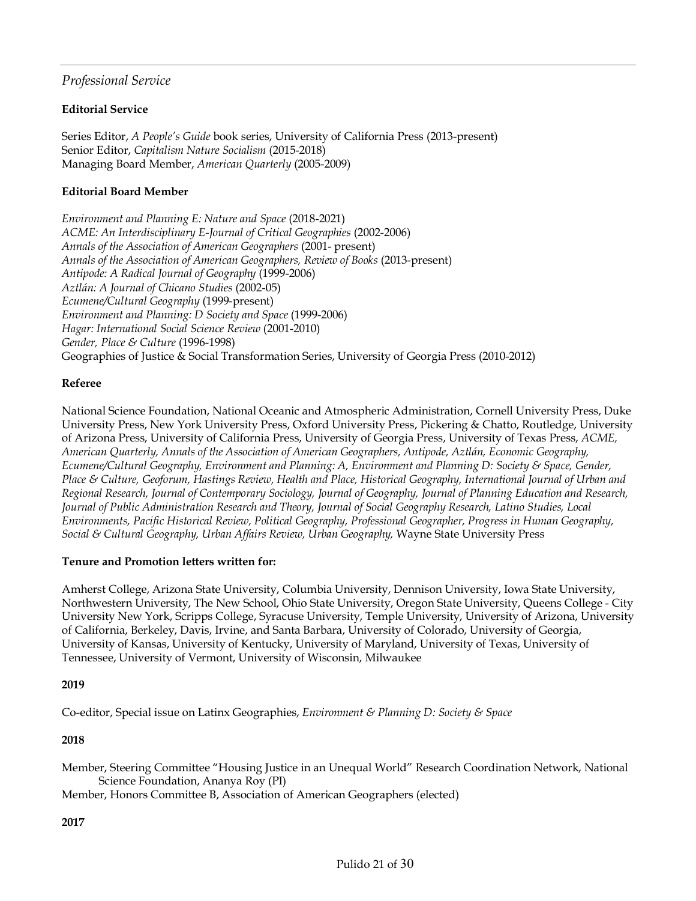## *Professional Service*

### Editorial Service

Series Editor, *A People's Guide* book series, University of California Press (2013-present)
Senior Editor, *Capitalism Nature Socialism* (2015-2018)
Managing Board Member, *American Quarterly* (2005-2009)

### Editorial Board Member

*Environment and Planning E: Nature and Space* (2018-2021)
*ACME: An Interdisciplinary E-Journal of Critical Geographies* (2002-2006)
*Annals of the Association of American Geographers* (2001- present)
*Annals of the Association of American Geographers, Review of Books* (2013-present)
*Antipode: A Radical Journal of Geography* (1999-2006)
*Aztlán: A Journal of Chicano Studies* (2002-05)
*Ecumene/Cultural Geography* (1999-present)
*Environment and Planning: D Society and Space* (1999-2006)
*Hagar: International Social Science Review* (2001-2010)
*Gender, Place & Culture* (1996-1998)
Geographies of Justice & Social Transformation Series, University of Georgia Press (2010-2012)

### Referee

National Science Foundation, National Oceanic and Atmospheric Administration, Cornell University Press, Duke University Press, New York University Press, Oxford University Press, Pickering & Chatto, Routledge, University of Arizona Press, University of California Press, University of Georgia Press, University of Texas Press, *ACME, American Quarterly, Annals of the Association of American Geographers, Antipode, Aztlán, Economic Geography, Ecumene/Cultural Geography, Environment and Planning: A, Environment and Planning D: Society & Space, Gender, Place & Culture, Geoforum, Hastings Review, Health and Place, Historical Geography, International Journal of Urban and Regional Research, Journal of Contemporary Sociology, Journal of Geography, Journal of Planning Education and Research, Journal of Public Administration Research and Theory, Journal of Social Geography Research, Latino Studies, Local Environments, Pacific Historical Review, Political Geography, Professional Geographer, Progress in Human Geography, Social & Cultural Geography, Urban Affairs Review, Urban Geography,* Wayne State University Press

### Tenure and Promotion letters written for:

Amherst College, Arizona State University, Columbia University, Dennison University, Iowa State University, Northwestern University, The New School, Ohio State University, Oregon State University, Queens College - City University New York, Scripps College, Syracuse University, Temple University, University of Arizona, University of California, Berkeley, Davis, Irvine, and Santa Barbara, University of Colorado, University of Georgia, University of Kansas, University of Kentucky, University of Maryland, University of Texas, University of Tennessee, University of Vermont, University of Wisconsin, Milwaukee

### 2019

Co-editor, Special issue on Latinx Geographies, *Environment & Planning D: Society & Space*

### 2018

Member, Steering Committee "Housing Justice in an Unequal World" Research Coordination Network, National Science Foundation, Ananya Roy (PI)
Member, Honors Committee B, Association of American Geographers (elected)

### 2017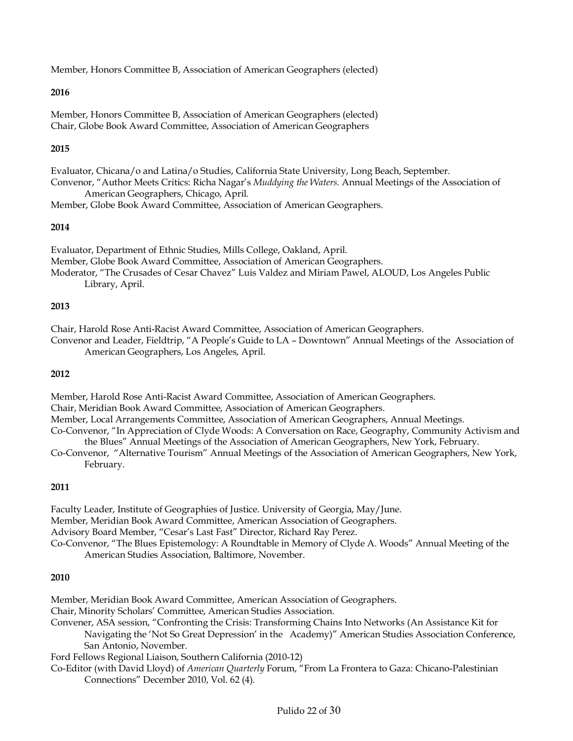Member, Honors Committee B, Association of American Geographers (elected)

**2016**

Member, Honors Committee B, Association of American Geographers (elected)
Chair, Globe Book Award Committee, Association of American Geographers

**2015**

Evaluator, Chicana/o and Latina/o Studies, California State University, Long Beach, September.
Convenor, "Author Meets Critics: Richa Nagar's *Muddying the Waters.* Annual Meetings of the Association of American Geographers, Chicago, April.
Member, Globe Book Award Committee, Association of American Geographers.

**2014**

Evaluator, Department of Ethnic Studies, Mills College, Oakland, April.
Member, Globe Book Award Committee, Association of American Geographers.
Moderator, "The Crusades of Cesar Chavez" Luis Valdez and Miriam Pawel, ALOUD, Los Angeles Public Library, April.

**2013**

Chair, Harold Rose Anti-Racist Award Committee, Association of American Geographers.
Convenor and Leader, Fieldtrip, "A People's Guide to LA – Downtown" Annual Meetings of the Association of American Geographers, Los Angeles, April.

**2012**

Member, Harold Rose Anti-Racist Award Committee, Association of American Geographers.
Chair, Meridian Book Award Committee, Association of American Geographers.
Member, Local Arrangements Committee, Association of American Geographers, Annual Meetings.
Co-Convenor, "In Appreciation of Clyde Woods: A Conversation on Race, Geography, Community Activism and the Blues" Annual Meetings of the Association of American Geographers, New York, February.
Co-Convenor, "Alternative Tourism" Annual Meetings of the Association of American Geographers, New York, February.

**2011**

Faculty Leader, Institute of Geographies of Justice. University of Georgia, May/June.
Member, Meridian Book Award Committee, American Association of Geographers.
Advisory Board Member, "Cesar's Last Fast" Director, Richard Ray Perez.
Co-Convenor, "The Blues Epistemology: A Roundtable in Memory of Clyde A. Woods" Annual Meeting of the American Studies Association, Baltimore, November.

**2010**

Member, Meridian Book Award Committee, American Association of Geographers.
Chair, Minority Scholars' Committee, American Studies Association.
Convener, ASA session, "Confronting the Crisis: Transforming Chains Into Networks (An Assistance Kit for Navigating the 'Not So Great Depression' in the Academy)" American Studies Association Conference, San Antonio, November.
Ford Fellows Regional Liaison, Southern California (2010-12)
Co-Editor (with David Lloyd) of *American Quarterly* Forum, "From La Frontera to Gaza: Chicano-Palestinian Connections" December 2010, Vol. 62 (4).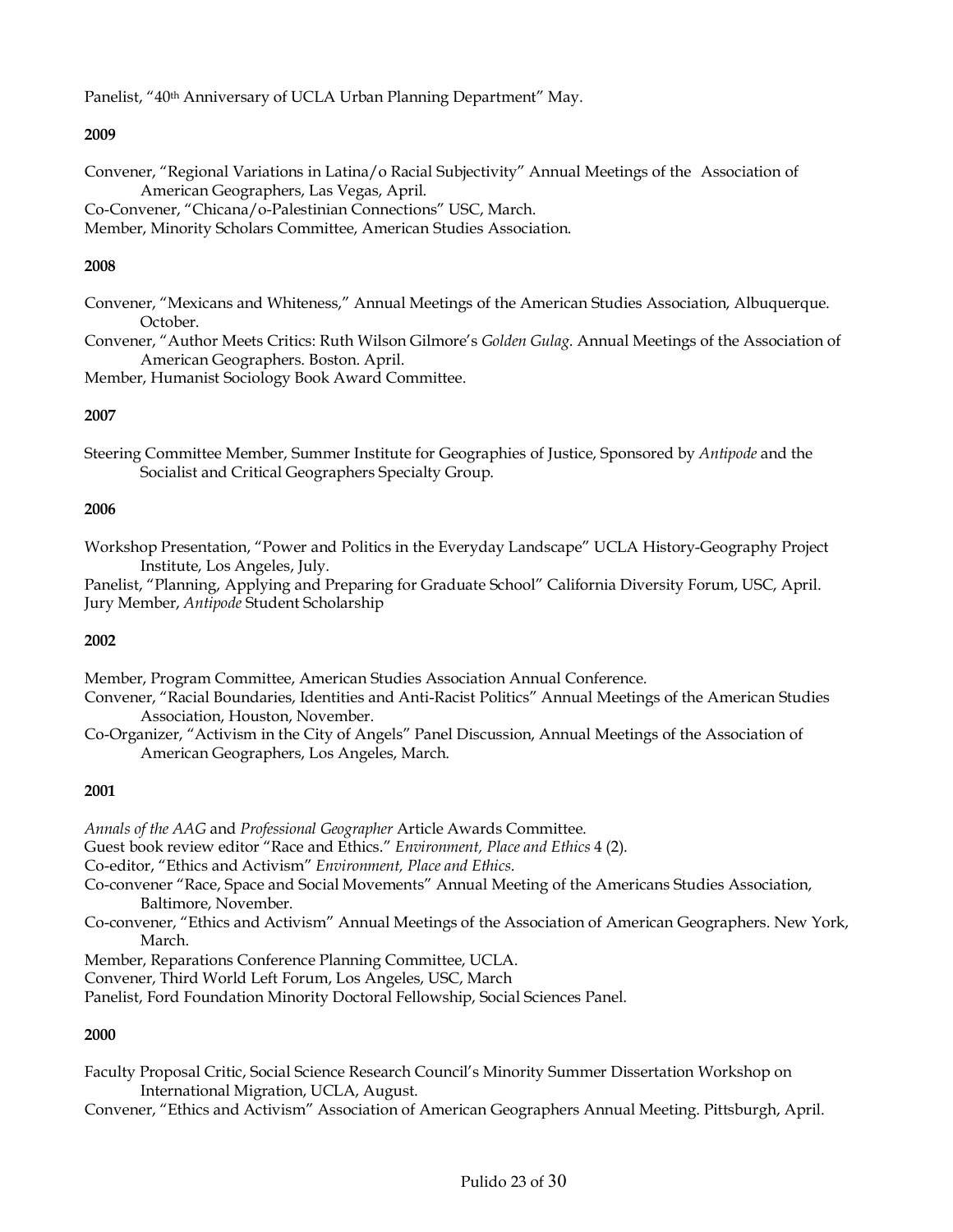Panelist, "40th Anniversary of UCLA Urban Planning Department" May.

**2009**

Convener, "Regional Variations in Latina/o Racial Subjectivity" Annual Meetings of the Association of American Geographers, Las Vegas, April.
Co-Convener, "Chicana/o-Palestinian Connections" USC, March.
Member, Minority Scholars Committee, American Studies Association.

**2008**

Convener, "Mexicans and Whiteness," Annual Meetings of the American Studies Association, Albuquerque. October.
Convener, "Author Meets Critics: Ruth Wilson Gilmore's *Golden Gulag*. Annual Meetings of the Association of American Geographers. Boston. April.
Member, Humanist Sociology Book Award Committee.

**2007**

Steering Committee Member, Summer Institute for Geographies of Justice, Sponsored by *Antipode* and the Socialist and Critical Geographers Specialty Group.

**2006**

Workshop Presentation, "Power and Politics in the Everyday Landscape" UCLA History-Geography Project Institute, Los Angeles, July.
Panelist, "Planning, Applying and Preparing for Graduate School" California Diversity Forum, USC, April.
Jury Member, *Antipode* Student Scholarship

**2002**

Member, Program Committee, American Studies Association Annual Conference.
Convener, "Racial Boundaries, Identities and Anti-Racist Politics" Annual Meetings of the American Studies Association, Houston, November.
Co-Organizer, "Activism in the City of Angels" Panel Discussion, Annual Meetings of the Association of American Geographers, Los Angeles, March.

**2001**

*Annals of the AAG* and *Professional Geographer* Article Awards Committee.
Guest book review editor "Race and Ethics." *Environment, Place and Ethics* 4 (2).
Co-editor, "Ethics and Activism" *Environment, Place and Ethics*.
Co-convener "Race, Space and Social Movements" Annual Meeting of the Americans Studies Association, Baltimore, November.
Co-convener, "Ethics and Activism" Annual Meetings of the Association of American Geographers. New York, March.
Member, Reparations Conference Planning Committee, UCLA.
Convener, Third World Left Forum, Los Angeles, USC, March
Panelist, Ford Foundation Minority Doctoral Fellowship, Social Sciences Panel.

**2000**

Faculty Proposal Critic, Social Science Research Council's Minority Summer Dissertation Workshop on International Migration, UCLA, August.
Convener, "Ethics and Activism" Association of American Geographers Annual Meeting. Pittsburgh, April.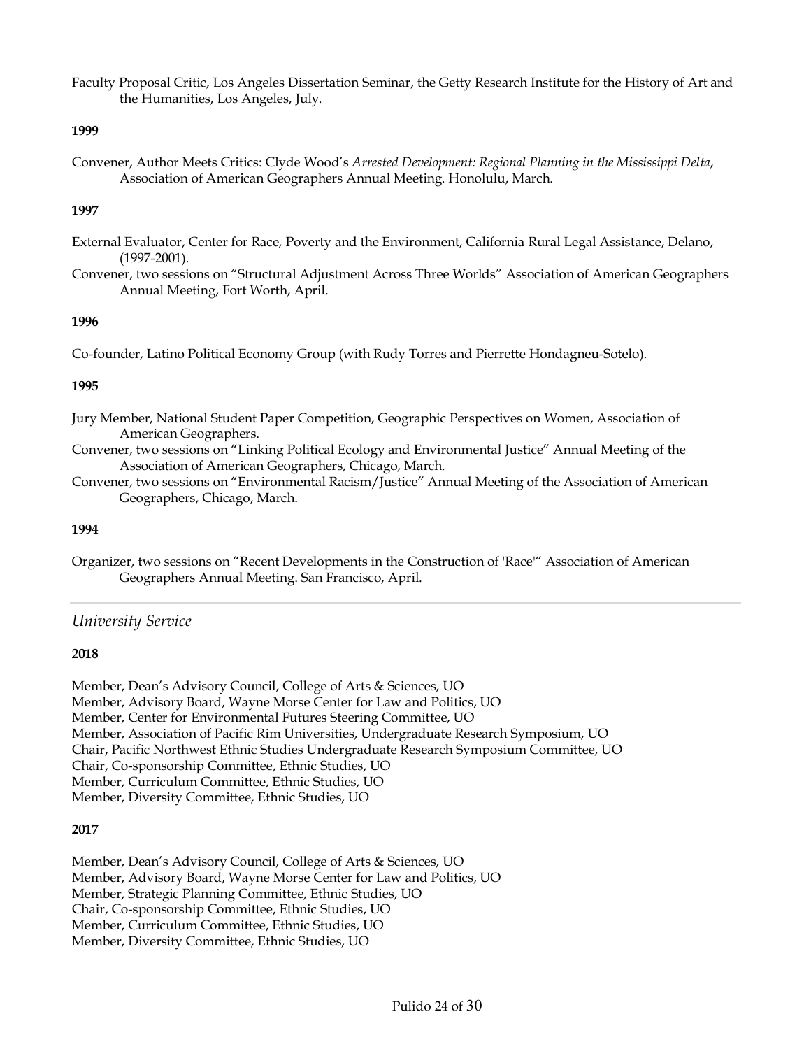Faculty Proposal Critic, Los Angeles Dissertation Seminar, the Getty Research Institute for the History of Art and the Humanities, Los Angeles, July.

**1999**

Convener, Author Meets Critics: Clyde Wood's *Arrested Development: Regional Planning in the Mississippi Delta*, Association of American Geographers Annual Meeting. Honolulu, March.

**1997**

External Evaluator, Center for Race, Poverty and the Environment, California Rural Legal Assistance, Delano, (1997-2001).

Convener, two sessions on "Structural Adjustment Across Three Worlds" Association of American Geographers Annual Meeting, Fort Worth, April.

**1996**

Co-founder, Latino Political Economy Group (with Rudy Torres and Pierrette Hondagneu-Sotelo).

**1995**

Jury Member, National Student Paper Competition, Geographic Perspectives on Women, Association of American Geographers.

Convener, two sessions on "Linking Political Ecology and Environmental Justice" Annual Meeting of the Association of American Geographers, Chicago, March.

Convener, two sessions on "Environmental Racism/Justice" Annual Meeting of the Association of American Geographers, Chicago, March.

**1994**

Organizer, two sessions on "Recent Developments in the Construction of 'Race'" Association of American Geographers Annual Meeting. San Francisco, April.

---

## *University Service*

**2018**

Member, Dean's Advisory Council, College of Arts & Sciences, UO
Member, Advisory Board, Wayne Morse Center for Law and Politics, UO
Member, Center for Environmental Futures Steering Committee, UO
Member, Association of Pacific Rim Universities, Undergraduate Research Symposium, UO
Chair, Pacific Northwest Ethnic Studies Undergraduate Research Symposium Committee, UO
Chair, Co-sponsorship Committee, Ethnic Studies, UO
Member, Curriculum Committee, Ethnic Studies, UO
Member, Diversity Committee, Ethnic Studies, UO

**2017**

Member, Dean's Advisory Council, College of Arts & Sciences, UO
Member, Advisory Board, Wayne Morse Center for Law and Politics, UO
Member, Strategic Planning Committee, Ethnic Studies, UO
Chair, Co-sponsorship Committee, Ethnic Studies, UO
Member, Curriculum Committee, Ethnic Studies, UO
Member, Diversity Committee, Ethnic Studies, UO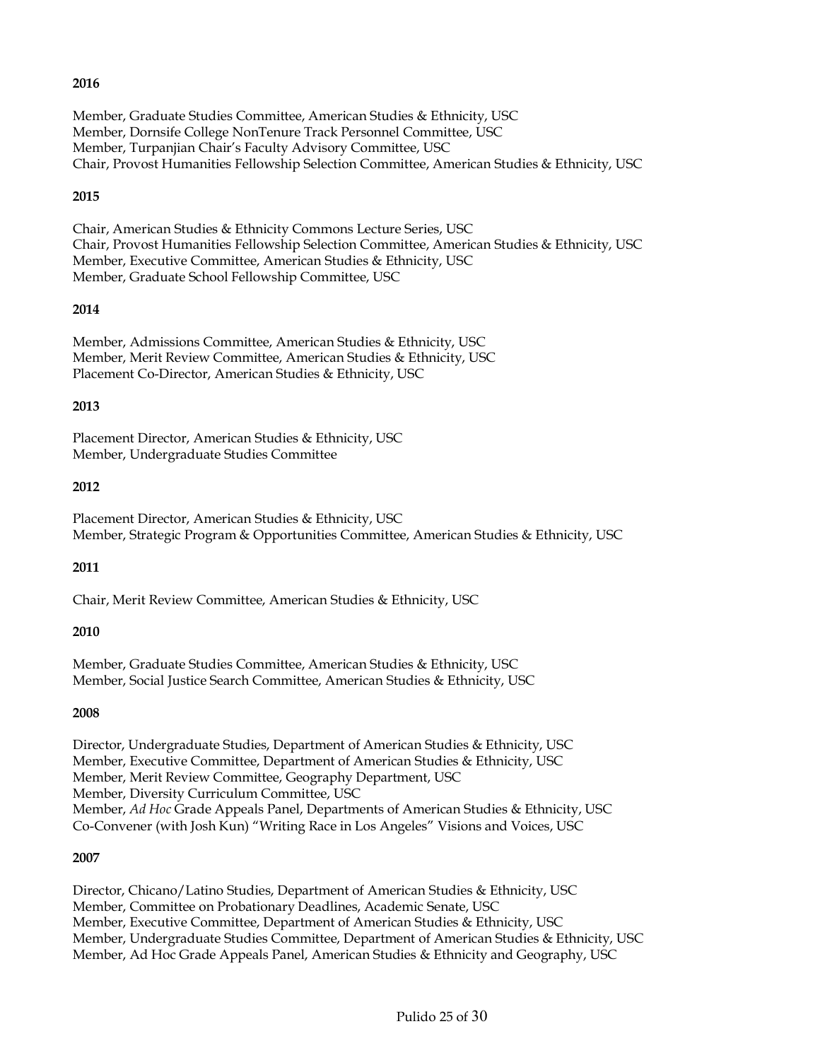**2016**

Member, Graduate Studies Committee, American Studies & Ethnicity, USC
Member, Dornsife College NonTenure Track Personnel Committee, USC
Member, Turpanjian Chair's Faculty Advisory Committee, USC
Chair, Provost Humanities Fellowship Selection Committee, American Studies & Ethnicity, USC

**2015**

Chair, American Studies & Ethnicity Commons Lecture Series, USC
Chair, Provost Humanities Fellowship Selection Committee, American Studies & Ethnicity, USC
Member, Executive Committee, American Studies & Ethnicity, USC
Member, Graduate School Fellowship Committee, USC

**2014**

Member, Admissions Committee, American Studies & Ethnicity, USC
Member, Merit Review Committee, American Studies & Ethnicity, USC
Placement Co-Director, American Studies & Ethnicity, USC

**2013**

Placement Director, American Studies & Ethnicity, USC
Member, Undergraduate Studies Committee

**2012**

Placement Director, American Studies & Ethnicity, USC
Member, Strategic Program & Opportunities Committee, American Studies & Ethnicity, USC

**2011**

Chair, Merit Review Committee, American Studies & Ethnicity, USC

**2010**

Member, Graduate Studies Committee, American Studies & Ethnicity, USC
Member, Social Justice Search Committee, American Studies & Ethnicity, USC

**2008**

Director, Undergraduate Studies, Department of American Studies & Ethnicity, USC
Member, Executive Committee, Department of American Studies & Ethnicity, USC
Member, Merit Review Committee, Geography Department, USC
Member, Diversity Curriculum Committee, USC
Member, *Ad Hoc* Grade Appeals Panel, Departments of American Studies & Ethnicity, USC
Co-Convener (with Josh Kun) "Writing Race in Los Angeles" Visions and Voices, USC

**2007**

Director, Chicano/Latino Studies, Department of American Studies & Ethnicity, USC
Member, Committee on Probationary Deadlines, Academic Senate, USC
Member, Executive Committee, Department of American Studies & Ethnicity, USC
Member, Undergraduate Studies Committee, Department of American Studies & Ethnicity, USC
Member, Ad Hoc Grade Appeals Panel, American Studies & Ethnicity and Geography, USC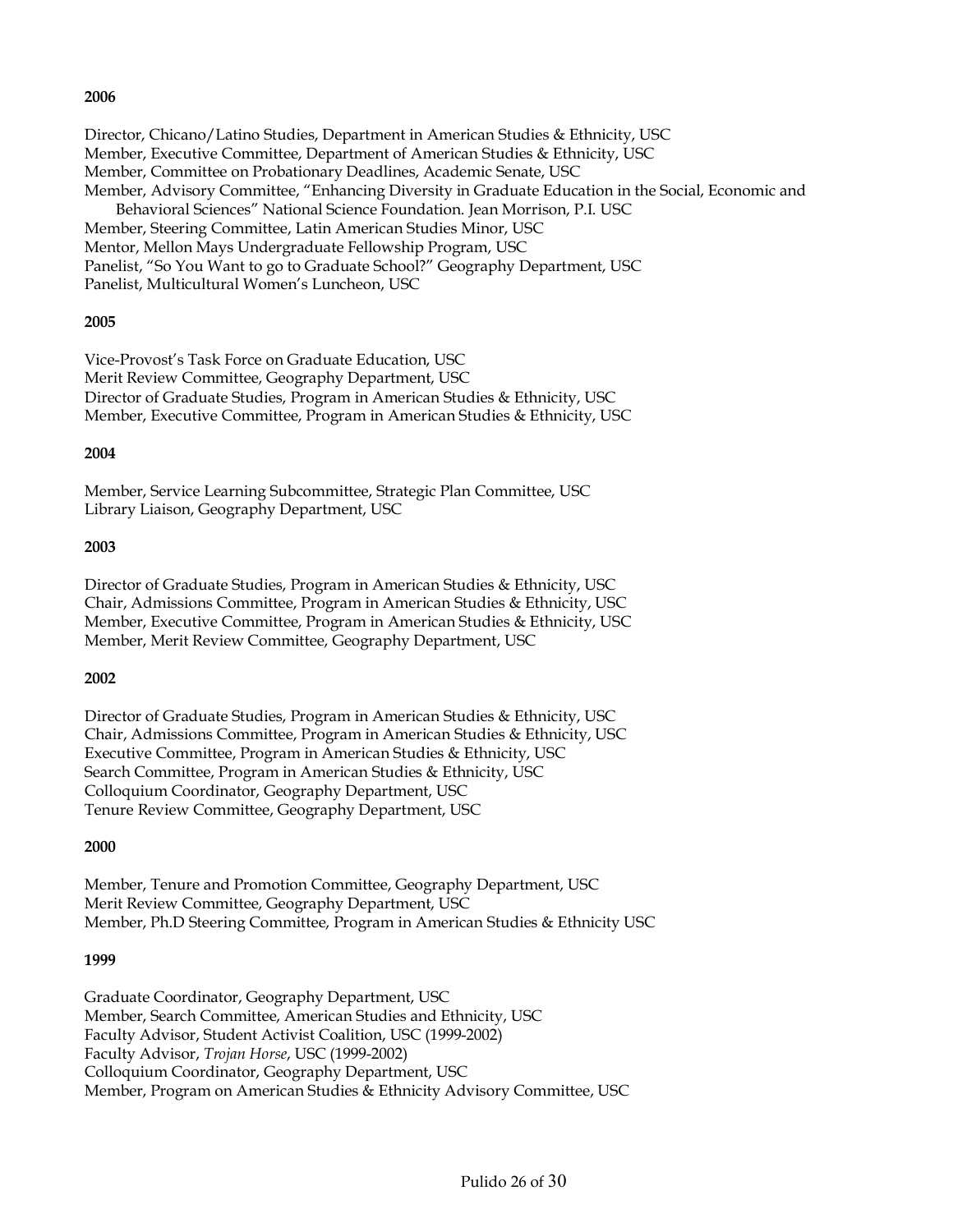**2006**

Director, Chicano/Latino Studies, Department in American Studies & Ethnicity, USC
Member, Executive Committee, Department of American Studies & Ethnicity, USC
Member, Committee on Probationary Deadlines, Academic Senate, USC
Member, Advisory Committee, "Enhancing Diversity in Graduate Education in the Social, Economic and Behavioral Sciences" National Science Foundation. Jean Morrison, P.I. USC
Member, Steering Committee, Latin American Studies Minor, USC
Mentor, Mellon Mays Undergraduate Fellowship Program, USC
Panelist, "So You Want to go to Graduate School?" Geography Department, USC
Panelist, Multicultural Women's Luncheon, USC

**2005**

Vice-Provost's Task Force on Graduate Education, USC
Merit Review Committee, Geography Department, USC
Director of Graduate Studies, Program in American Studies & Ethnicity, USC
Member, Executive Committee, Program in American Studies & Ethnicity, USC

**2004**

Member, Service Learning Subcommittee, Strategic Plan Committee, USC
Library Liaison, Geography Department, USC

**2003**

Director of Graduate Studies, Program in American Studies & Ethnicity, USC
Chair, Admissions Committee, Program in American Studies & Ethnicity, USC
Member, Executive Committee, Program in American Studies & Ethnicity, USC
Member, Merit Review Committee, Geography Department, USC

**2002**

Director of Graduate Studies, Program in American Studies & Ethnicity, USC
Chair, Admissions Committee, Program in American Studies & Ethnicity, USC
Executive Committee, Program in American Studies & Ethnicity, USC
Search Committee, Program in American Studies & Ethnicity, USC
Colloquium Coordinator, Geography Department, USC
Tenure Review Committee, Geography Department, USC

**2000**

Member, Tenure and Promotion Committee, Geography Department, USC
Merit Review Committee, Geography Department, USC
Member, Ph.D Steering Committee, Program in American Studies & Ethnicity USC

**1999**

Graduate Coordinator, Geography Department, USC
Member, Search Committee, American Studies and Ethnicity, USC
Faculty Advisor, Student Activist Coalition, USC (1999-2002)
Faculty Advisor, *Trojan Horse*, USC (1999-2002)
Colloquium Coordinator, Geography Department, USC
Member, Program on American Studies & Ethnicity Advisory Committee, USC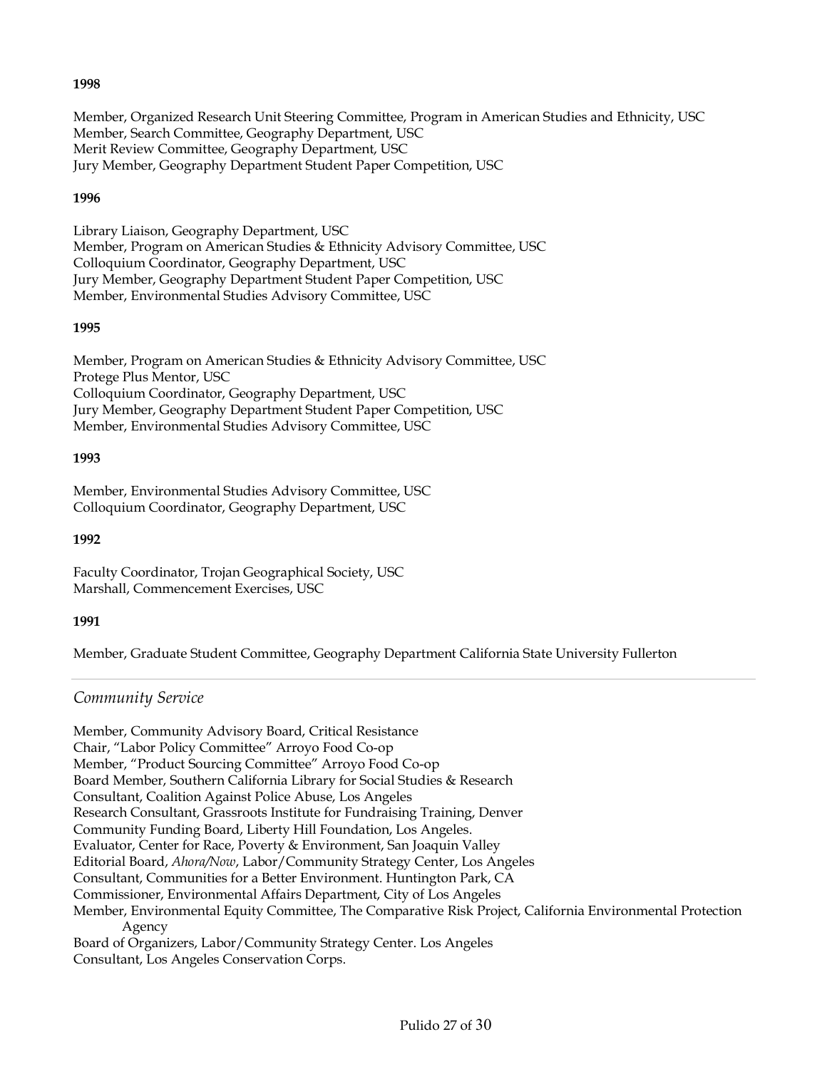**1998**

Member, Organized Research Unit Steering Committee, Program in American Studies and Ethnicity, USC
Member, Search Committee, Geography Department, USC
Merit Review Committee, Geography Department, USC
Jury Member, Geography Department Student Paper Competition, USC

**1996**

Library Liaison, Geography Department, USC
Member, Program on American Studies & Ethnicity Advisory Committee, USC
Colloquium Coordinator, Geography Department, USC
Jury Member, Geography Department Student Paper Competition, USC
Member, Environmental Studies Advisory Committee, USC

**1995**

Member, Program on American Studies & Ethnicity Advisory Committee, USC
Protege Plus Mentor, USC
Colloquium Coordinator, Geography Department, USC
Jury Member, Geography Department Student Paper Competition, USC
Member, Environmental Studies Advisory Committee, USC

**1993**

Member, Environmental Studies Advisory Committee, USC
Colloquium Coordinator, Geography Department, USC

**1992**

Faculty Coordinator, Trojan Geographical Society, USC
Marshall, Commencement Exercises, USC

**1991**

Member, Graduate Student Committee, Geography Department California State University Fullerton

---

## *Community Service*

Member, Community Advisory Board, Critical Resistance
Chair, "Labor Policy Committee" Arroyo Food Co-op
Member, "Product Sourcing Committee" Arroyo Food Co-op
Board Member, Southern California Library for Social Studies & Research
Consultant, Coalition Against Police Abuse, Los Angeles
Research Consultant, Grassroots Institute for Fundraising Training, Denver
Community Funding Board, Liberty Hill Foundation, Los Angeles.
Evaluator, Center for Race, Poverty & Environment, San Joaquin Valley
Editorial Board, *Ahora/Now*, Labor/Community Strategy Center, Los Angeles
Consultant, Communities for a Better Environment. Huntington Park, CA
Commissioner, Environmental Affairs Department, City of Los Angeles
Member, Environmental Equity Committee, The Comparative Risk Project, California Environmental Protection Agency
Board of Organizers, Labor/Community Strategy Center. Los Angeles
Consultant, Los Angeles Conservation Corps.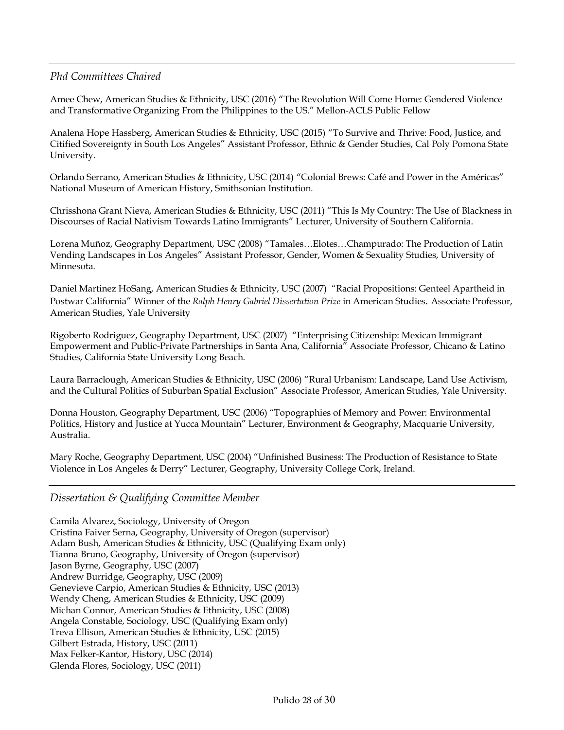## *Phd Committees Chaired*

Amee Chew, American Studies & Ethnicity, USC (2016) "The Revolution Will Come Home: Gendered Violence and Transformative Organizing From the Philippines to the US." Mellon-ACLS Public Fellow

Analena Hope Hassberg, American Studies & Ethnicity, USC (2015) "To Survive and Thrive: Food, Justice, and Citified Sovereignty in South Los Angeles" Assistant Professor, Ethnic & Gender Studies, Cal Poly Pomona State University.

Orlando Serrano, American Studies & Ethnicity, USC (2014) "Colonial Brews: Café and Power in the Américas" National Museum of American History, Smithsonian Institution.

Chrisshona Grant Nieva, American Studies & Ethnicity, USC (2011) "This Is My Country: The Use of Blackness in Discourses of Racial Nativism Towards Latino Immigrants" Lecturer, University of Southern California.

Lorena Muñoz, Geography Department, USC (2008) "Tamales…Elotes…Champurado: The Production of Latin Vending Landscapes in Los Angeles" Assistant Professor, Gender, Women & Sexuality Studies, University of Minnesota.

Daniel Martinez HoSang, American Studies & Ethnicity, USC (2007) "Racial Propositions: Genteel Apartheid in Postwar California" Winner of the *Ralph Henry Gabriel Dissertation Prize* in American Studies. Associate Professor, American Studies, Yale University

Rigoberto Rodriguez, Geography Department, USC (2007) "Enterprising Citizenship: Mexican Immigrant Empowerment and Public-Private Partnerships in Santa Ana, California" Associate Professor, Chicano & Latino Studies, California State University Long Beach.

Laura Barraclough, American Studies & Ethnicity, USC (2006) "Rural Urbanism: Landscape, Land Use Activism, and the Cultural Politics of Suburban Spatial Exclusion" Associate Professor, American Studies, Yale University.

Donna Houston, Geography Department, USC (2006) "Topographies of Memory and Power: Environmental Politics, History and Justice at Yucca Mountain" Lecturer, Environment & Geography, Macquarie University, Australia.

Mary Roche, Geography Department, USC (2004) "Unfinished Business: The Production of Resistance to State Violence in Los Angeles & Derry" Lecturer, Geography, University College Cork, Ireland.

## *Dissertation & Qualifying Committee Member*

Camila Alvarez, Sociology, University of Oregon
Cristina Faiver Serna, Geography, University of Oregon (supervisor)
Adam Bush, American Studies & Ethnicity, USC (Qualifying Exam only)
Tianna Bruno, Geography, University of Oregon (supervisor)
Jason Byrne, Geography, USC (2007)
Andrew Burridge, Geography, USC (2009)
Genevieve Carpio, American Studies & Ethnicity, USC (2013)
Wendy Cheng, American Studies & Ethnicity, USC (2009)
Michan Connor, American Studies & Ethnicity, USC (2008)
Angela Constable, Sociology, USC (Qualifying Exam only)
Treva Ellison, American Studies & Ethnicity, USC (2015)
Gilbert Estrada, History, USC (2011)
Max Felker-Kantor, History, USC (2014)
Glenda Flores, Sociology, USC (2011)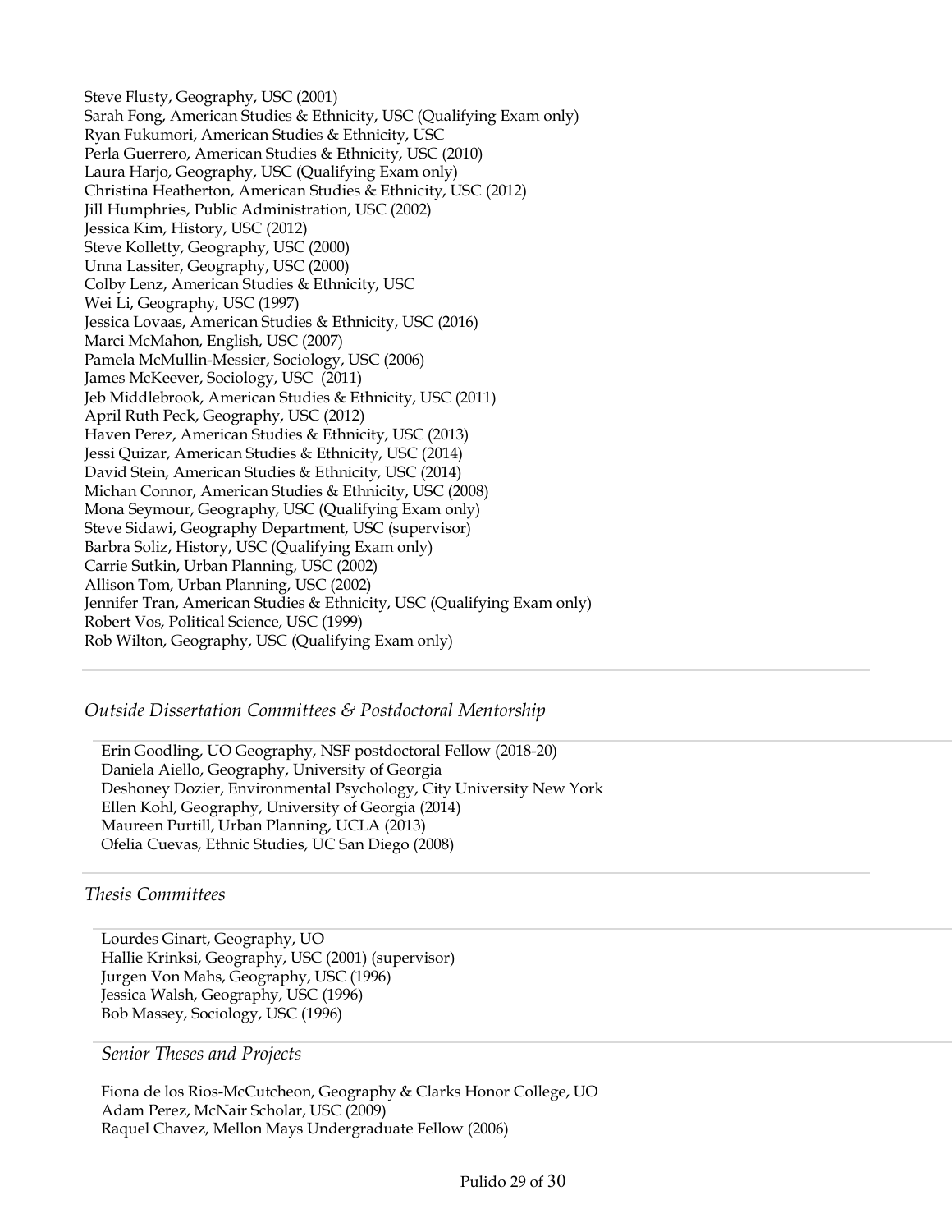Steve Flusty, Geography, USC (2001)
Sarah Fong, American Studies & Ethnicity, USC (Qualifying Exam only)
Ryan Fukumori, American Studies & Ethnicity, USC
Perla Guerrero, American Studies & Ethnicity, USC (2010)
Laura Harjo, Geography, USC (Qualifying Exam only)
Christina Heatherton, American Studies & Ethnicity, USC (2012)
Jill Humphries, Public Administration, USC (2002)
Jessica Kim, History, USC (2012)
Steve Kolletty, Geography, USC (2000)
Unna Lassiter, Geography, USC (2000)
Colby Lenz, American Studies & Ethnicity, USC
Wei Li, Geography, USC (1997)
Jessica Lovaas, American Studies & Ethnicity, USC (2016)
Marci McMahon, English, USC (2007)
Pamela McMullin-Messier, Sociology, USC (2006)
James McKeever, Sociology, USC (2011)
Jeb Middlebrook, American Studies & Ethnicity, USC (2011)
April Ruth Peck, Geography, USC (2012)
Haven Perez, American Studies & Ethnicity, USC (2013)
Jessi Quizar, American Studies & Ethnicity, USC (2014)
David Stein, American Studies & Ethnicity, USC (2014)
Michan Connor, American Studies & Ethnicity, USC (2008)
Mona Seymour, Geography, USC (Qualifying Exam only)
Steve Sidawi, Geography Department, USC (supervisor)
Barbra Soliz, History, USC (Qualifying Exam only)
Carrie Sutkin, Urban Planning, USC (2002)
Allison Tom, Urban Planning, USC (2002)
Jennifer Tran, American Studies & Ethnicity, USC (Qualifying Exam only)
Robert Vos, Political Science, USC (1999)
Rob Wilton, Geography, USC (Qualifying Exam only)

---

*Outside Dissertation Committees & Postdoctoral Mentorship*

Erin Goodling, UO Geography, NSF postdoctoral Fellow (2018-20)
Daniela Aiello, Geography, University of Georgia
Deshoney Dozier, Environmental Psychology, City University New York
Ellen Kohl, Geography, University of Georgia (2014)
Maureen Purtill, Urban Planning, UCLA (2013)
Ofelia Cuevas, Ethnic Studies, UC San Diego (2008)

---

*Thesis Committees*

Lourdes Ginart, Geography, UO
Hallie Krinksi, Geography, USC (2001) (supervisor)
Jurgen Von Mahs, Geography, USC (1996)
Jessica Walsh, Geography, USC (1996)
Bob Massey, Sociology, USC (1996)

---

*Senior Theses and Projects*

Fiona de los Rios-McCutcheon, Geography & Clarks Honor College, UO
Adam Perez, McNair Scholar, USC (2009)
Raquel Chavez, Mellon Mays Undergraduate Fellow (2006)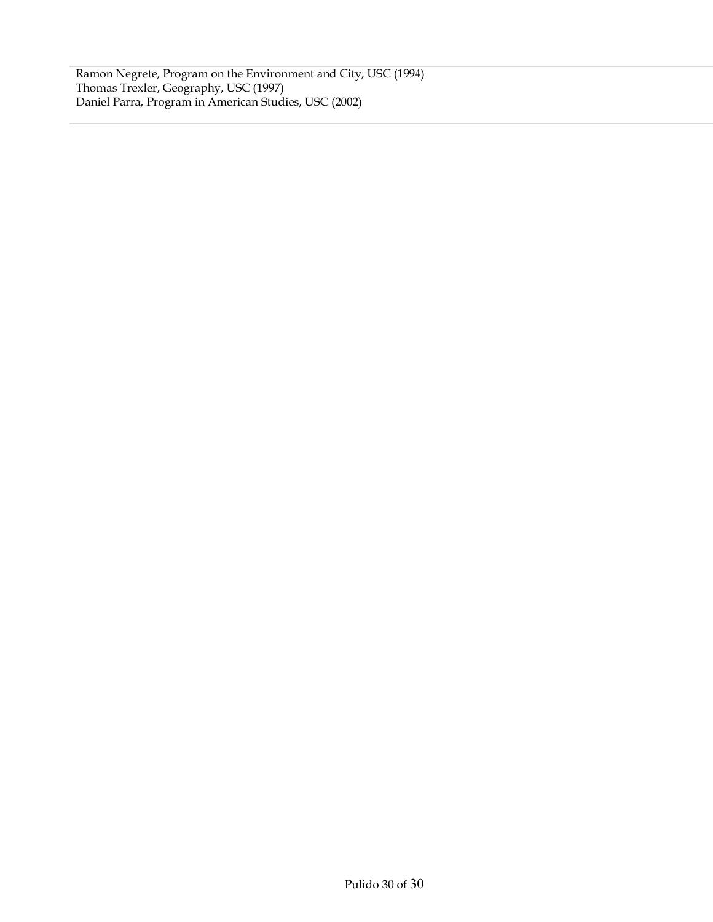Ramon Negrete, Program on the Environment and City, USC (1994)
Thomas Trexler, Geography, USC (1997)
Daniel Parra, Program in American Studies, USC (2002)